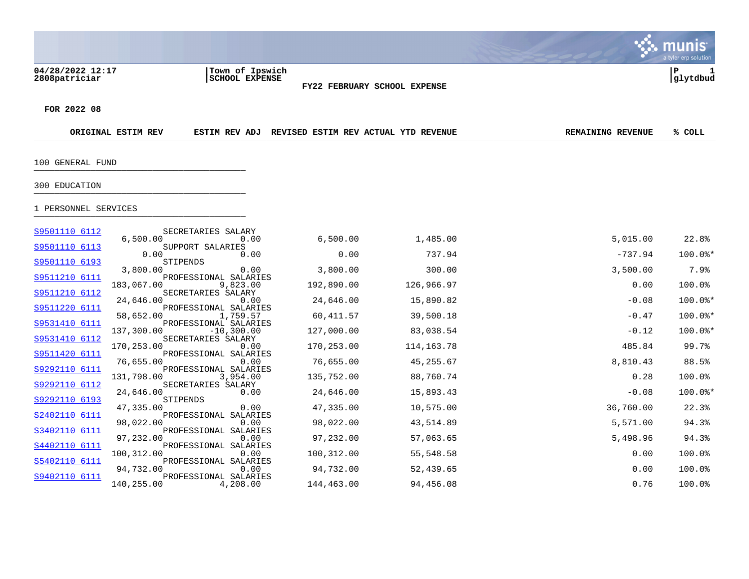04/28/2022 12:17
2808patriciar

Town of Ipswich
SCHOOL EXPENSE

P 1
glytdbud

## FY22 FEBRUARY SCHOOL EXPENSE

**FOR 2022 08**

100 GENERAL FUND

300 EDUCATION

1 PERSONNEL SERVICES

| Account | Description | ORIGINAL ESTIM REV | ESTIM REV ADJ | REVISED ESTIM REV | ACTUAL YTD REVENUE | REMAINING REVENUE | % COLL |
|---|---|---|---|---|---|---|---|
| S9501110 6112 | SECRETARIES SALARY | 6,500.00 | 0.00 | 6,500.00 | 1,485.00 | 5,015.00 | 22.8% |
| S9501110 6113 | SUPPORT SALARIES | 0.00 | 0.00 | 0.00 | 737.94 | -737.94 | 100.0%* |
| S9501110 6193 | STIPENDS | 3,800.00 | 0.00 | 3,800.00 | 300.00 | 3,500.00 | 7.9% |
| S9511210 6111 | PROFESSIONAL SALARIES | 183,067.00 | 9,823.00 | 192,890.00 | 126,966.97 | 0.00 | 100.0% |
| S9511210 6112 | SECRETARIES SALARY | 24,646.00 | 0.00 | 24,646.00 | 15,890.82 | -0.08 | 100.0%* |
| S9511220 6111 | PROFESSIONAL SALARIES | 58,652.00 | 1,759.57 | 60,411.57 | 39,500.18 | -0.47 | 100.0%* |
| S9531410 6111 | PROFESSIONAL SALARIES | 137,300.00 | -10,300.00 | 127,000.00 | 83,038.54 | -0.12 | 100.0%* |
| S9531410 6112 | SECRETARIES SALARY | 170,253.00 | 0.00 | 170,253.00 | 114,163.78 | 485.84 | 99.7% |
| S9511420 6111 | PROFESSIONAL SALARIES | 76,655.00 | 0.00 | 76,655.00 | 45,255.67 | 8,810.43 | 88.5% |
| S9292110 6111 | PROFESSIONAL SALARIES | 131,798.00 | 3,954.00 | 135,752.00 | 88,760.74 | 0.28 | 100.0% |
| S9292110 6112 | SECRETARIES SALARY | 24,646.00 | 0.00 | 24,646.00 | 15,893.43 | -0.08 | 100.0%* |
| S9292110 6193 | STIPENDS | 47,335.00 | 0.00 | 47,335.00 | 10,575.00 | 36,760.00 | 22.3% |
| S2402110 6111 | PROFESSIONAL SALARIES | 98,022.00 | 0.00 | 98,022.00 | 43,514.89 | 5,571.00 | 94.3% |
| S3402110 6111 | PROFESSIONAL SALARIES | 97,232.00 | 0.00 | 97,232.00 | 57,063.65 | 5,498.96 | 94.3% |
| S4402110 6111 | PROFESSIONAL SALARIES | 100,312.00 | 0.00 | 100,312.00 | 55,548.58 | 0.00 | 100.0% |
| S5402110 6111 | PROFESSIONAL SALARIES | 94,732.00 | 0.00 | 94,732.00 | 52,439.65 | 0.00 | 100.0% |
| S9402110 6111 | PROFESSIONAL SALARIES | 140,255.00 | 4,208.00 | 144,463.00 | 94,456.08 | 0.76 | 100.0% |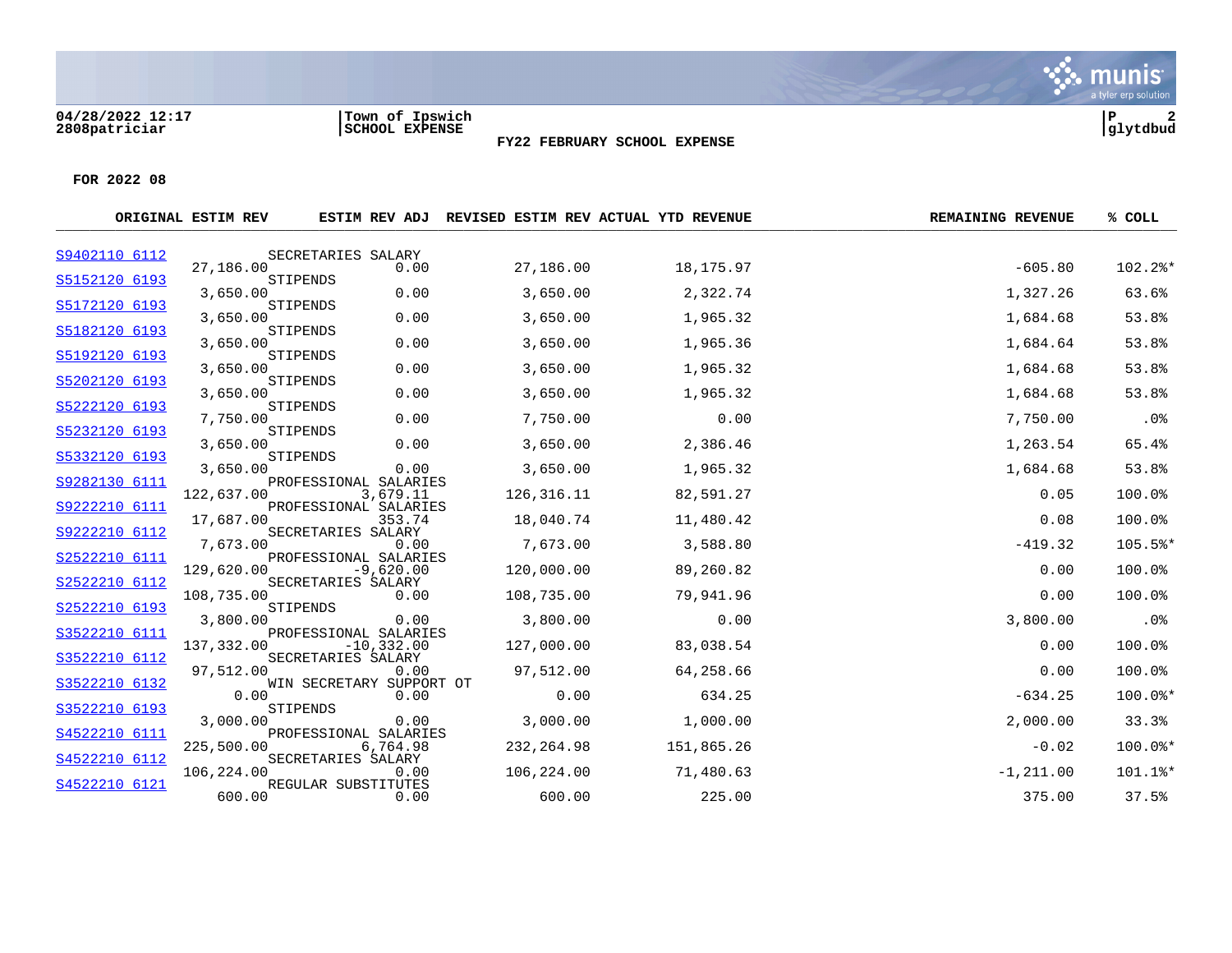**04/28/2022 12:17**
**2808patriciar**

**Town of Ipswich**
**SCHOOL EXPENSE**

**FY22 FEBRUARY SCHOOL EXPENSE**

**FOR 2022 08**

| ACCOUNT | DESCRIPTION | ORIGINAL ESTIM REV | ESTIM REV ADJ | REVISED ESTIM REV | ACTUAL YTD REVENUE | REMAINING REVENUE | % COLL |
|---|---|---|---|---|---|---|---|
| S9402110 6112 | SECRETARIES SALARY | 27,186.00 | 0.00 | 27,186.00 | 18,175.97 | -605.80 | 102.2%* |
| S5152120 6193 | STIPENDS | 3,650.00 | 0.00 | 3,650.00 | 2,322.74 | 1,327.26 | 63.6% |
| S5172120 6193 | STIPENDS | 3,650.00 | 0.00 | 3,650.00 | 1,965.32 | 1,684.68 | 53.8% |
| S5182120 6193 | STIPENDS | 3,650.00 | 0.00 | 3,650.00 | 1,965.36 | 1,684.64 | 53.8% |
| S5192120 6193 | STIPENDS | 3,650.00 | 0.00 | 3,650.00 | 1,965.32 | 1,684.68 | 53.8% |
| S5202120 6193 | STIPENDS | 3,650.00 | 0.00 | 3,650.00 | 1,965.32 | 1,684.68 | 53.8% |
| S5222120 6193 | STIPENDS | 7,750.00 | 0.00 | 7,750.00 | 0.00 | 7,750.00 | .0% |
| S5232120 6193 | STIPENDS | 3,650.00 | 0.00 | 3,650.00 | 2,386.46 | 1,263.54 | 65.4% |
| S5332120 6193 | STIPENDS | 3,650.00 | 0.00 | 3,650.00 | 1,965.32 | 1,684.68 | 53.8% |
| S9282130 6111 | PROFESSIONAL SALARIES | 122,637.00 | 3,679.11 | 126,316.11 | 82,591.27 | 0.05 | 100.0% |
| S9222210 6111 | PROFESSIONAL SALARIES | 17,687.00 | 353.74 | 18,040.74 | 11,480.42 | 0.08 | 100.0% |
| S9222210 6112 | SECRETARIES SALARY | 7,673.00 | 0.00 | 7,673.00 | 3,588.80 | -419.32 | 105.5%* |
| S2522210 6111 | PROFESSIONAL SALARIES | 129,620.00 | -9,620.00 | 120,000.00 | 89,260.82 | 0.00 | 100.0% |
| S2522210 6112 | SECRETARIES SALARY | 108,735.00 | 0.00 | 108,735.00 | 79,941.96 | 0.00 | 100.0% |
| S2522210 6193 | STIPENDS | 3,800.00 | 0.00 | 3,800.00 | 0.00 | 3,800.00 | .0% |
| S3522210 6111 | PROFESSIONAL SALARIES | 137,332.00 | -10,332.00 | 127,000.00 | 83,038.54 | 0.00 | 100.0% |
| S3522210 6112 | SECRETARIES SALARY | 97,512.00 | 0.00 | 97,512.00 | 64,258.66 | 0.00 | 100.0% |
| S3522210 6132 | WIN SECRETARY SUPPORT OT | 0.00 | 0.00 | 0.00 | 634.25 | -634.25 | 100.0%* |
| S3522210 6193 | STIPENDS | 3,000.00 | 0.00 | 3,000.00 | 1,000.00 | 2,000.00 | 33.3% |
| S4522210 6111 | PROFESSIONAL SALARIES | 225,500.00 | 6,764.98 | 232,264.98 | 151,865.26 | -0.02 | 100.0%* |
| S4522210 6112 | SECRETARIES SALARY | 106,224.00 | 0.00 | 106,224.00 | 71,480.63 | -1,211.00 | 101.1%* |
| S4522210 6121 | REGULAR SUBSTITUTES | 600.00 | 0.00 | 600.00 | 225.00 | 375.00 | 37.5% |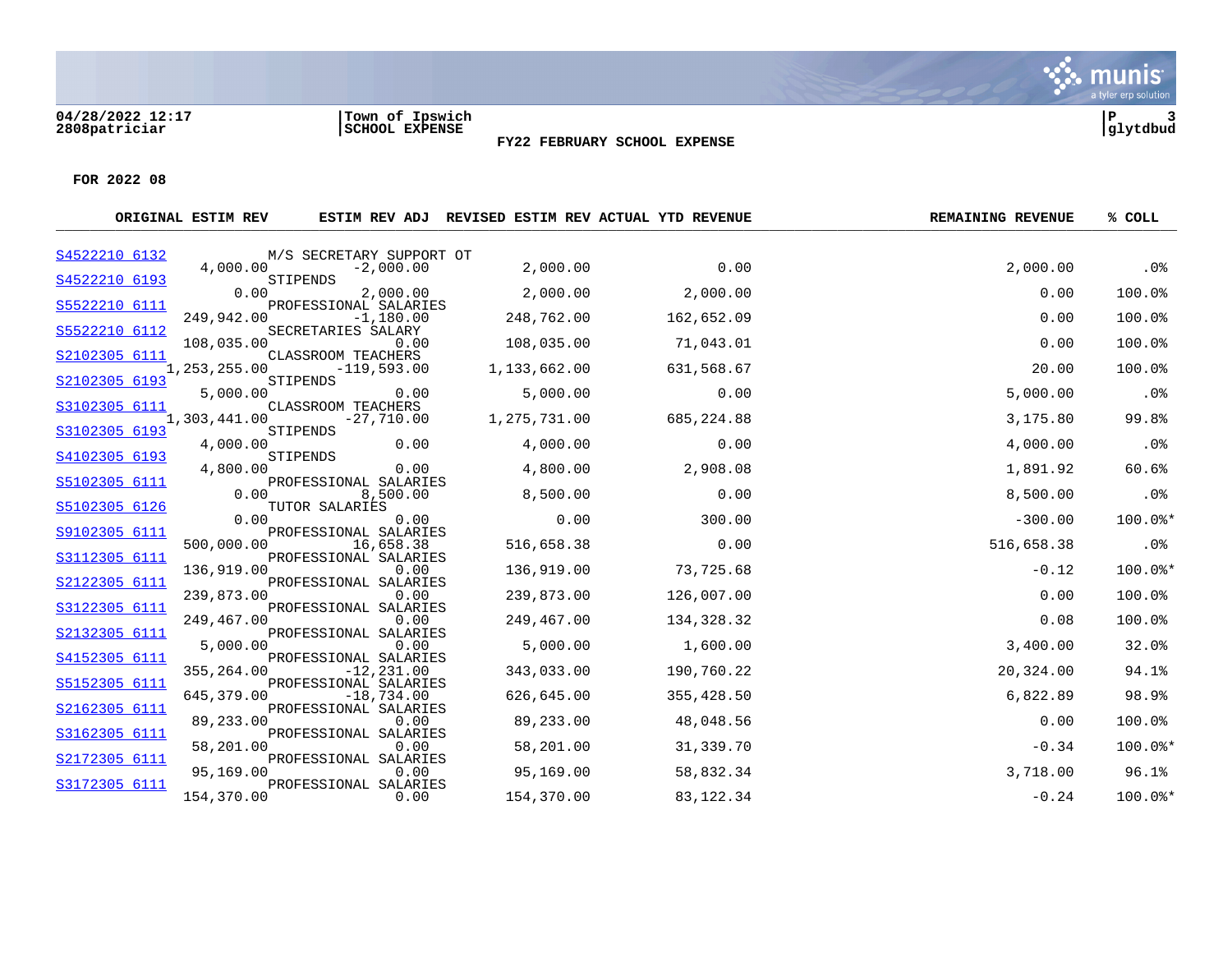04/28/2022 12:17 | Town of Ipswich | P 3
2808patriciar | SCHOOL EXPENSE | glytdbud

**FY22 FEBRUARY SCHOOL EXPENSE**

**FOR 2022 08**

| ACCOUNT | DESCRIPTION | ORIGINAL ESTIM REV | ESTIM REV ADJ | REVISED ESTIM REV | ACTUAL YTD REVENUE | REMAINING REVENUE | % COLL |
|---|---|---|---|---|---|---|---|
| S4522210 6132 | M/S SECRETARY SUPPORT OT | 4,000.00 | -2,000.00 | 2,000.00 | 0.00 | 2,000.00 | .0% |
| S4522210 6193 | STIPENDS | 0.00 | 2,000.00 | 2,000.00 | 2,000.00 | 0.00 | 100.0% |
| S5522210 6111 | PROFESSIONAL SALARIES | 249,942.00 | -1,180.00 | 248,762.00 | 162,652.09 | 0.00 | 100.0% |
| S5522210 6112 | SECRETARIES SALARY | 108,035.00 | 0.00 | 108,035.00 | 71,043.01 | 0.00 | 100.0% |
| S2102305 6111 | CLASSROOM TEACHERS | 1,253,255.00 | -119,593.00 | 1,133,662.00 | 631,568.67 | 20.00 | 100.0% |
| S2102305 6193 | STIPENDS | 5,000.00 | 0.00 | 5,000.00 | 0.00 | 5,000.00 | .0% |
| S3102305 6111 | CLASSROOM TEACHERS | 1,303,441.00 | -27,710.00 | 1,275,731.00 | 685,224.88 | 3,175.80 | 99.8% |
| S3102305 6193 | STIPENDS | 4,000.00 | 0.00 | 4,000.00 | 0.00 | 4,000.00 | .0% |
| S4102305 6193 | STIPENDS | 4,800.00 | 0.00 | 4,800.00 | 2,908.08 | 1,891.92 | 60.6% |
| S5102305 6111 | PROFESSIONAL SALARIES | 0.00 | 8,500.00 | 8,500.00 | 0.00 | 8,500.00 | .0% |
| S5102305 6126 | TUTOR SALARIES | 0.00 | 0.00 | 0.00 | 300.00 | -300.00 | 100.0%* |
| S9102305 6111 | PROFESSIONAL SALARIES | 500,000.00 | 16,658.38 | 516,658.38 | 0.00 | 516,658.38 | .0% |
| S3112305 6111 | PROFESSIONAL SALARIES | 136,919.00 | 0.00 | 136,919.00 | 73,725.68 | -0.12 | 100.0%* |
| S2122305 6111 | PROFESSIONAL SALARIES | 239,873.00 | 0.00 | 239,873.00 | 126,007.00 | 0.00 | 100.0% |
| S3122305 6111 | PROFESSIONAL SALARIES | 249,467.00 | 0.00 | 249,467.00 | 134,328.32 | 0.08 | 100.0% |
| S2132305 6111 | PROFESSIONAL SALARIES | 5,000.00 | 0.00 | 5,000.00 | 1,600.00 | 3,400.00 | 32.0% |
| S4152305 6111 | PROFESSIONAL SALARIES | 355,264.00 | -12,231.00 | 343,033.00 | 190,760.22 | 20,324.00 | 94.1% |
| S5152305 6111 | PROFESSIONAL SALARIES | 645,379.00 | -18,734.00 | 626,645.00 | 355,428.50 | 6,822.89 | 98.9% |
| S2162305 6111 | PROFESSIONAL SALARIES | 89,233.00 | 0.00 | 89,233.00 | 48,048.56 | 0.00 | 100.0% |
| S3162305 6111 | PROFESSIONAL SALARIES | 58,201.00 | 0.00 | 58,201.00 | 31,339.70 | -0.34 | 100.0%* |
| S2172305 6111 | PROFESSIONAL SALARIES | 95,169.00 | 0.00 | 95,169.00 | 58,832.34 | 3,718.00 | 96.1% |
| S3172305 6111 | PROFESSIONAL SALARIES | 154,370.00 | 0.00 | 154,370.00 | 83,122.34 | -0.24 | 100.0%* |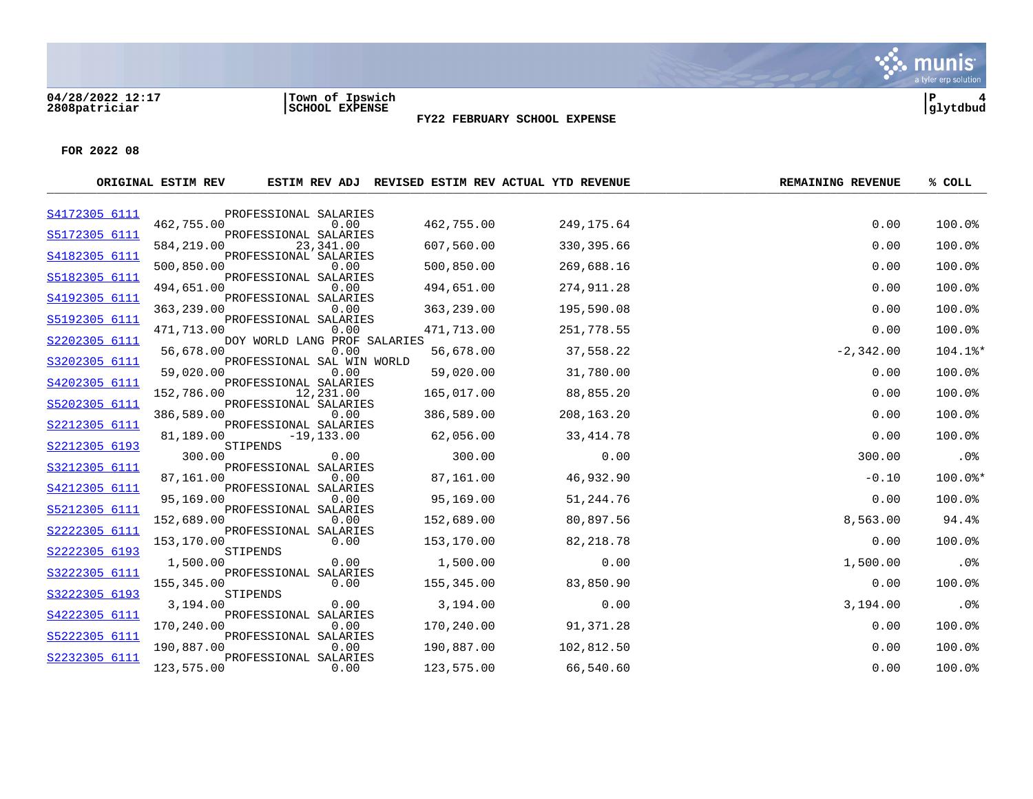04/28/2022 12:17
2808patriciar

Town of Ipswich
SCHOOL EXPENSE

P 4
glytdbud

## FY22 FEBRUARY SCHOOL EXPENSE

**FOR 2022 08**

| Account | Description | ORIGINAL ESTIM REV | ESTIM REV ADJ | REVISED ESTIM REV | ACTUAL YTD REVENUE | REMAINING REVENUE | % COLL |
|---|---|---|---|---|---|---|---|
| S4172305 6111 | PROFESSIONAL SALARIES | 462,755.00 | 0.00 | 462,755.00 | 249,175.64 | 0.00 | 100.0% |
| S5172305 6111 | PROFESSIONAL SALARIES | 584,219.00 | 23,341.00 | 607,560.00 | 330,395.66 | 0.00 | 100.0% |
| S4182305 6111 | PROFESSIONAL SALARIES | 500,850.00 | 0.00 | 500,850.00 | 269,688.16 | 0.00 | 100.0% |
| S5182305 6111 | PROFESSIONAL SALARIES | 494,651.00 | 0.00 | 494,651.00 | 274,911.28 | 0.00 | 100.0% |
| S4192305 6111 | PROFESSIONAL SALARIES | 363,239.00 | 0.00 | 363,239.00 | 195,590.08 | 0.00 | 100.0% |
| S5192305 6111 | PROFESSIONAL SALARIES | 471,713.00 | 0.00 | 471,713.00 | 251,778.55 | 0.00 | 100.0% |
| S2202305 6111 | DOY WORLD LANG PROF SALARIES | 56,678.00 | 0.00 | 56,678.00 | 37,558.22 | -2,342.00 | 104.1%* |
| S3202305 6111 | PROFESSIONAL SAL WIN WORLD | 59,020.00 | 0.00 | 59,020.00 | 31,780.00 | 0.00 | 100.0% |
| S4202305 6111 | PROFESSIONAL SALARIES | 152,786.00 | 12,231.00 | 165,017.00 | 88,855.20 | 0.00 | 100.0% |
| S5202305 6111 | PROFESSIONAL SALARIES | 386,589.00 | 0.00 | 386,589.00 | 208,163.20 | 0.00 | 100.0% |
| S2212305 6111 | PROFESSIONAL SALARIES | 81,189.00 | -19,133.00 | 62,056.00 | 33,414.78 | 0.00 | 100.0% |
| S2212305 6193 | STIPENDS | 300.00 | 0.00 | 300.00 | 0.00 | 300.00 | .0% |
| S3212305 6111 | PROFESSIONAL SALARIES | 87,161.00 | 0.00 | 87,161.00 | 46,932.90 | -0.10 | 100.0%* |
| S4212305 6111 | PROFESSIONAL SALARIES | 95,169.00 | 0.00 | 95,169.00 | 51,244.76 | 0.00 | 100.0% |
| S5212305 6111 | PROFESSIONAL SALARIES | 152,689.00 | 0.00 | 152,689.00 | 80,897.56 | 8,563.00 | 94.4% |
| S2222305 6111 | PROFESSIONAL SALARIES | 153,170.00 | 0.00 | 153,170.00 | 82,218.78 | 0.00 | 100.0% |
| S2222305 6193 | STIPENDS | 1,500.00 | 0.00 | 1,500.00 | 0.00 | 1,500.00 | .0% |
| S3222305 6111 | PROFESSIONAL SALARIES | 155,345.00 | 0.00 | 155,345.00 | 83,850.90 | 0.00 | 100.0% |
| S3222305 6193 | STIPENDS | 3,194.00 | 0.00 | 3,194.00 | 0.00 | 3,194.00 | .0% |
| S4222305 6111 | PROFESSIONAL SALARIES | 170,240.00 | 0.00 | 170,240.00 | 91,371.28 | 0.00 | 100.0% |
| S5222305 6111 | PROFESSIONAL SALARIES | 190,887.00 | 0.00 | 190,887.00 | 102,812.50 | 0.00 | 100.0% |
| S2232305 6111 | PROFESSIONAL SALARIES | 123,575.00 | 0.00 | 123,575.00 | 66,540.60 | 0.00 | 100.0% |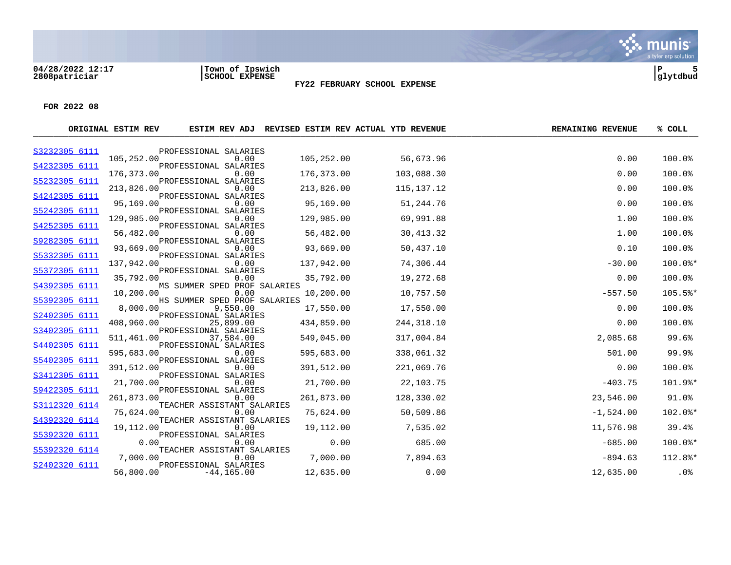**Town of Ipswich**
**SCHOOL EXPENSE**
**FY22 FEBRUARY SCHOOL EXPENSE**

**04/28/2022 12:17**
**2808patriciar**

**FOR 2022 08**

| ACCOUNT | DESCRIPTION | ORIGINAL ESTIM REV | ESTIM REV ADJ | REVISED ESTIM REV | ACTUAL YTD REVENUE | REMAINING REVENUE | % COLL |
|---|---|---|---|---|---|---|---|
| S3232305 6111 | PROFESSIONAL SALARIES | 105,252.00 | 0.00 | 105,252.00 | 56,673.96 | 0.00 | 100.0% |
| S4232305 6111 | PROFESSIONAL SALARIES | 176,373.00 | 0.00 | 176,373.00 | 103,088.30 | 0.00 | 100.0% |
| S5232305 6111 | PROFESSIONAL SALARIES | 213,826.00 | 0.00 | 213,826.00 | 115,137.12 | 0.00 | 100.0% |
| S4242305 6111 | PROFESSIONAL SALARIES | 95,169.00 | 0.00 | 95,169.00 | 51,244.76 | 0.00 | 100.0% |
| S5242305 6111 | PROFESSIONAL SALARIES | 129,985.00 | 0.00 | 129,985.00 | 69,991.88 | 1.00 | 100.0% |
| S4252305 6111 | PROFESSIONAL SALARIES | 56,482.00 | 0.00 | 56,482.00 | 30,413.32 | 1.00 | 100.0% |
| S9282305 6111 | PROFESSIONAL SALARIES | 93,669.00 | 0.00 | 93,669.00 | 50,437.10 | 0.10 | 100.0% |
| S5332305 6111 | PROFESSIONAL SALARIES | 137,942.00 | 0.00 | 137,942.00 | 74,306.44 | -30.00 | 100.0%* |
| S5372305 6111 | PROFESSIONAL SALARIES | 35,792.00 | 0.00 | 35,792.00 | 19,272.68 | 0.00 | 100.0% |
| S4392305 6111 | MS SUMMER SPED PROF SALARIES | 10,200.00 | 0.00 | 10,200.00 | 10,757.50 | -557.50 | 105.5%* |
| S5392305 6111 | HS SUMMER SPED PROF SALARIES | 8,000.00 | 9,550.00 | 17,550.00 | 17,550.00 | 0.00 | 100.0% |
| S2402305 6111 | PROFESSIONAL SALARIES | 408,960.00 | 25,899.00 | 434,859.00 | 244,318.10 | 0.00 | 100.0% |
| S3402305 6111 | PROFESSIONAL SALARIES | 511,461.00 | 37,584.00 | 549,045.00 | 317,004.84 | 2,085.68 | 99.6% |
| S4402305 6111 | PROFESSIONAL SALARIES | 595,683.00 | 0.00 | 595,683.00 | 338,061.32 | 501.00 | 99.9% |
| S5402305 6111 | PROFESSIONAL SALARIES | 391,512.00 | 0.00 | 391,512.00 | 221,069.76 | 0.00 | 100.0% |
| S3412305 6111 | PROFESSIONAL SALARIES | 21,700.00 | 0.00 | 21,700.00 | 22,103.75 | -403.75 | 101.9%* |
| S9422305 6111 | PROFESSIONAL SALARIES | 261,873.00 | 0.00 | 261,873.00 | 128,330.02 | 23,546.00 | 91.0% |
| S3112320 6114 | TEACHER ASSISTANT SALARIES | 75,624.00 | 0.00 | 75,624.00 | 50,509.86 | -1,524.00 | 102.0%* |
| S4392320 6114 | TEACHER ASSISTANT SALARIES | 19,112.00 | 0.00 | 19,112.00 | 7,535.02 | 11,576.98 | 39.4% |
| S5392320 6111 | PROFESSIONAL SALARIES | 0.00 | 0.00 | 0.00 | 685.00 | -685.00 | 100.0%* |
| S5392320 6114 | TEACHER ASSISTANT SALARIES | 7,000.00 | 0.00 | 7,000.00 | 7,894.63 | -894.63 | 112.8%* |
| S2402320 6111 | PROFESSIONAL SALARIES | 56,800.00 | -44,165.00 | 12,635.00 | 0.00 | 12,635.00 | .0% |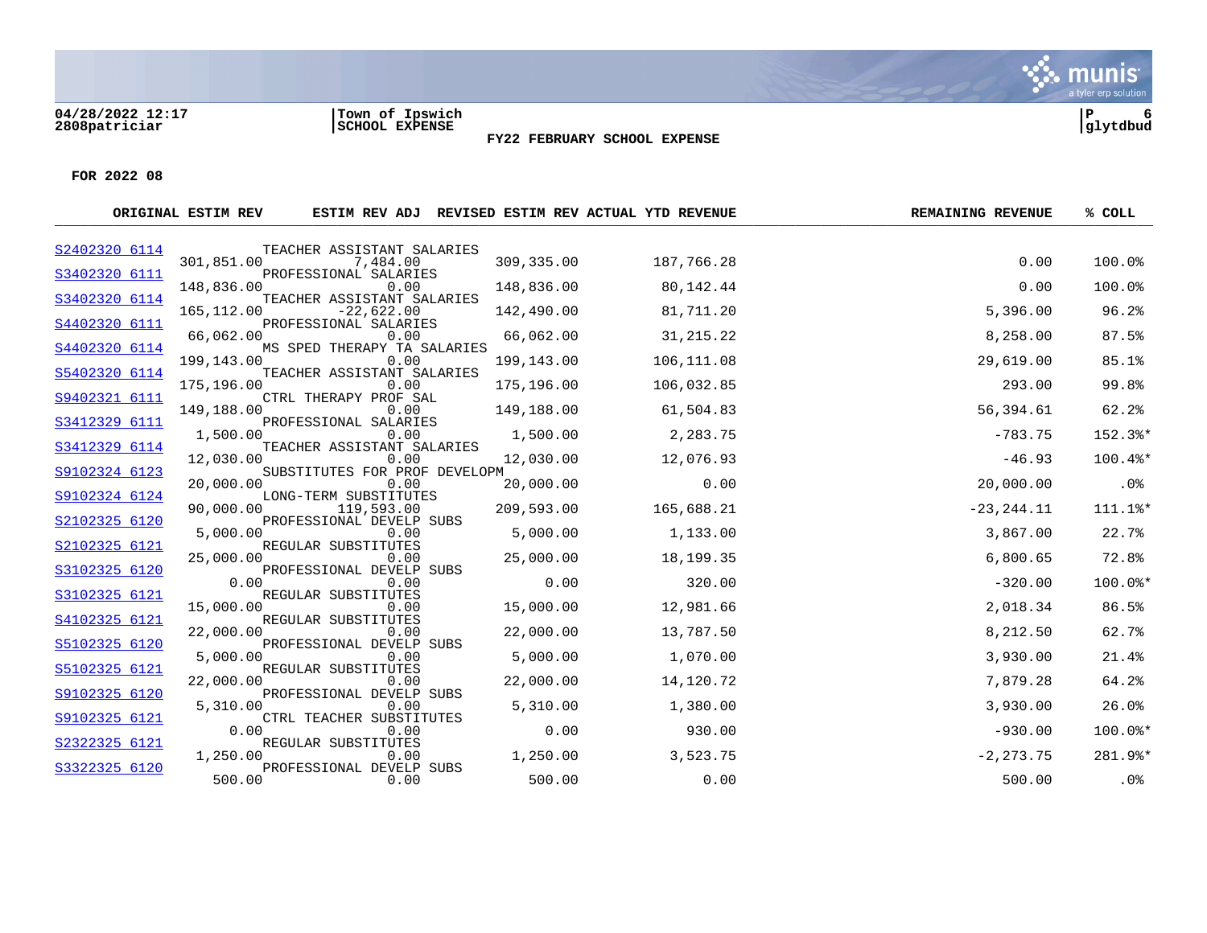04/28/2022 12:17
2808patriciar

Town of Ipswich
SCHOOL EXPENSE

**FY22 FEBRUARY SCHOOL EXPENSE**

P 6
glytdbud

**FOR 2022 08**

| Account | Description | ORIGINAL ESTIM REV | ESTIM REV ADJ | REVISED ESTIM REV | ACTUAL YTD REVENUE | REMAINING REVENUE | % COLL |
|---|---|---|---|---|---|---|---|
| S2402320 6114 | TEACHER ASSISTANT SALARIES | 301,851.00 | 7,484.00 | 309,335.00 | 187,766.28 | 0.00 | 100.0% |
| S3402320 6111 | PROFESSIONAL SALARIES | 148,836.00 | 0.00 | 148,836.00 | 80,142.44 | 0.00 | 100.0% |
| S3402320 6114 | TEACHER ASSISTANT SALARIES | 165,112.00 | -22,622.00 | 142,490.00 | 81,711.20 | 5,396.00 | 96.2% |
| S4402320 6111 | PROFESSIONAL SALARIES | 66,062.00 | 0.00 | 66,062.00 | 31,215.22 | 8,258.00 | 87.5% |
| S4402320 6114 | MS SPED THERAPY TA SALARIES | 199,143.00 | 0.00 | 199,143.00 | 106,111.08 | 29,619.00 | 85.1% |
| S5402320 6114 | TEACHER ASSISTANT SALARIES | 175,196.00 | 0.00 | 175,196.00 | 106,032.85 | 293.00 | 99.8% |
| S9402321 6111 | CTRL THERAPY PROF SAL | 149,188.00 | 0.00 | 149,188.00 | 61,504.83 | 56,394.61 | 62.2% |
| S3412329 6111 | PROFESSIONAL SALARIES | 1,500.00 | 0.00 | 1,500.00 | 2,283.75 | -783.75 | 152.3%* |
| S3412329 6114 | TEACHER ASSISTANT SALARIES | 12,030.00 | 0.00 | 12,030.00 | 12,076.93 | -46.93 | 100.4%* |
| S9102324 6123 | SUBSTITUTES FOR PROF DEVELOPM | 20,000.00 | 0.00 | 20,000.00 | 0.00 | 20,000.00 | .0% |
| S9102324 6124 | LONG-TERM SUBSTITUTES | 90,000.00 | 119,593.00 | 209,593.00 | 165,688.21 | -23,244.11 | 111.1%* |
| S2102325 6120 | PROFESSIONAL DEVELP SUBS | 5,000.00 | 0.00 | 5,000.00 | 1,133.00 | 3,867.00 | 22.7% |
| S2102325 6121 | REGULAR SUBSTITUTES | 25,000.00 | 0.00 | 25,000.00 | 18,199.35 | 6,800.65 | 72.8% |
| S3102325 6120 | PROFESSIONAL DEVELP SUBS | 0.00 | 0.00 | 0.00 | 320.00 | -320.00 | 100.0%* |
| S3102325 6121 | REGULAR SUBSTITUTES | 15,000.00 | 0.00 | 15,000.00 | 12,981.66 | 2,018.34 | 86.5% |
| S4102325 6121 | REGULAR SUBSTITUTES | 22,000.00 | 0.00 | 22,000.00 | 13,787.50 | 8,212.50 | 62.7% |
| S5102325 6120 | PROFESSIONAL DEVELP SUBS | 5,000.00 | 0.00 | 5,000.00 | 1,070.00 | 3,930.00 | 21.4% |
| S5102325 6121 | REGULAR SUBSTITUTES | 22,000.00 | 0.00 | 22,000.00 | 14,120.72 | 7,879.28 | 64.2% |
| S9102325 6120 | PROFESSIONAL DEVELP SUBS | 5,310.00 | 0.00 | 5,310.00 | 1,380.00 | 3,930.00 | 26.0% |
| S9102325 6121 | CTRL TEACHER SUBSTITUTES | 0.00 | 0.00 | 0.00 | 930.00 | -930.00 | 100.0%* |
| S2322325 6121 | REGULAR SUBSTITUTES | 1,250.00 | 0.00 | 1,250.00 | 3,523.75 | -2,273.75 | 281.9%* |
| S3322325 6120 | PROFESSIONAL DEVELP SUBS | 500.00 | 0.00 | 500.00 | 0.00 | 500.00 | .0% |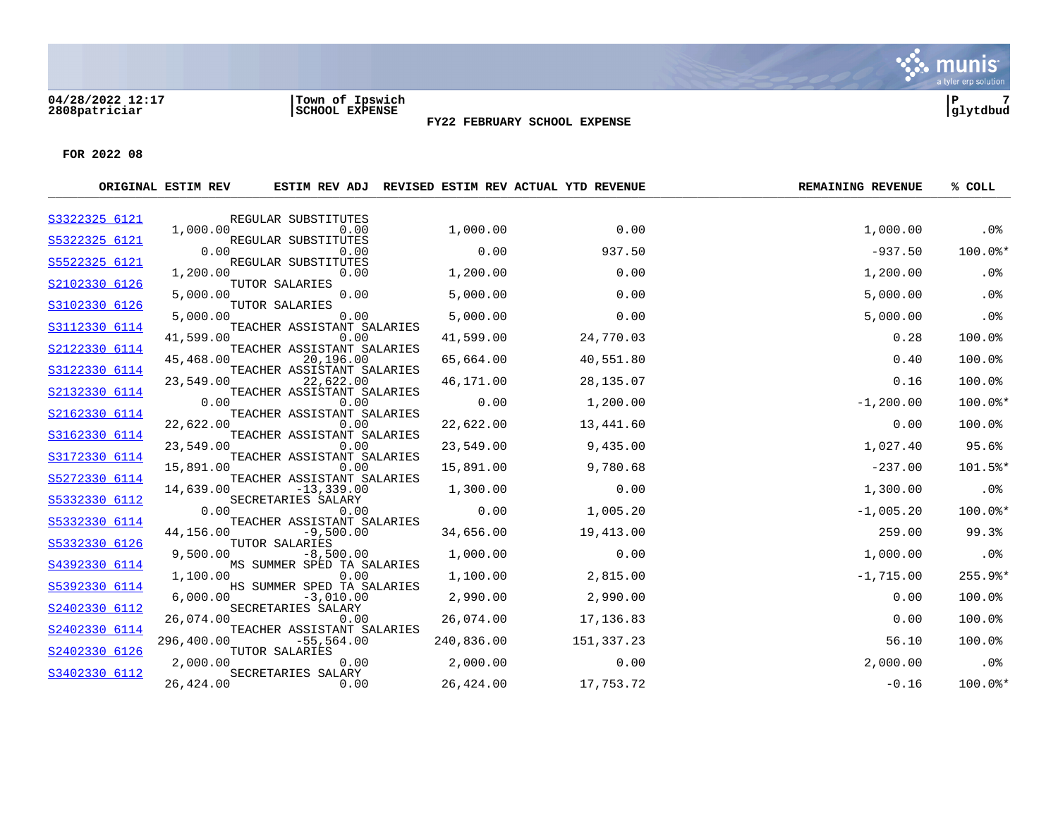04/28/2022 12:17
2808patriciar

Town of Ipswich
SCHOOL EXPENSE

**FY22 FEBRUARY SCHOOL EXPENSE**

P 7
glytdbud

**FOR 2022 08**

| ACCOUNT | DESCRIPTION | ORIGINAL ESTIM REV | ESTIM REV ADJ | REVISED ESTIM REV | ACTUAL YTD REVENUE | REMAINING REVENUE | % COLL |
|---|---|---|---|---|---|---|---|
| S3322325 6121 | REGULAR SUBSTITUTES | 1,000.00 | 0.00 | 1,000.00 | 0.00 | 1,000.00 | .0% |
| S5322325 6121 | REGULAR SUBSTITUTES | 0.00 | 0.00 | 0.00 | 937.50 | -937.50 | 100.0%* |
| S5522325 6121 | REGULAR SUBSTITUTES | 1,200.00 | 0.00 | 1,200.00 | 0.00 | 1,200.00 | .0% |
| S2102330 6126 | TUTOR SALARIES | 5,000.00 | 0.00 | 5,000.00 | 0.00 | 5,000.00 | .0% |
| S3102330 6126 | TUTOR SALARIES | 5,000.00 | 0.00 | 5,000.00 | 0.00 | 5,000.00 | .0% |
| S3112330 6114 | TEACHER ASSISTANT SALARIES | 41,599.00 | 0.00 | 41,599.00 | 24,770.03 | 0.28 | 100.0% |
| S2122330 6114 | TEACHER ASSISTANT SALARIES | 45,468.00 | 20,196.00 | 65,664.00 | 40,551.80 | 0.40 | 100.0% |
| S3122330 6114 | TEACHER ASSISTANT SALARIES | 23,549.00 | 22,622.00 | 46,171.00 | 28,135.07 | 0.16 | 100.0% |
| S2132330 6114 | TEACHER ASSISTANT SALARIES | 0.00 | 0.00 | 0.00 | 1,200.00 | -1,200.00 | 100.0%* |
| S2162330 6114 | TEACHER ASSISTANT SALARIES | 22,622.00 | 0.00 | 22,622.00 | 13,441.60 | 0.00 | 100.0% |
| S3162330 6114 | TEACHER ASSISTANT SALARIES | 23,549.00 | 0.00 | 23,549.00 | 9,435.00 | 1,027.40 | 95.6% |
| S3172330 6114 | TEACHER ASSISTANT SALARIES | 15,891.00 | 0.00 | 15,891.00 | 9,780.68 | -237.00 | 101.5%* |
| S5272330 6114 | TEACHER ASSISTANT SALARIES | 14,639.00 | -13,339.00 | 1,300.00 | 0.00 | 1,300.00 | .0% |
| S5332330 6112 | SECRETARIES SALARY | 0.00 | 0.00 | 0.00 | 1,005.20 | -1,005.20 | 100.0%* |
| S5332330 6114 | TEACHER ASSISTANT SALARIES | 44,156.00 | -9,500.00 | 34,656.00 | 19,413.00 | 259.00 | 99.3% |
| S5332330 6126 | TUTOR SALARIES | 9,500.00 | -8,500.00 | 1,000.00 | 0.00 | 1,000.00 | .0% |
| S4392330 6114 | MS SUMMER SPED TA SALARIES | 1,100.00 | 0.00 | 1,100.00 | 2,815.00 | -1,715.00 | 255.9%* |
| S5392330 6114 | HS SUMMER SPED TA SALARIES | 6,000.00 | -3,010.00 | 2,990.00 | 2,990.00 | 0.00 | 100.0% |
| S2402330 6112 | SECRETARIES SALARY | 26,074.00 | 0.00 | 26,074.00 | 17,136.83 | 0.00 | 100.0% |
| S2402330 6114 | TEACHER ASSISTANT SALARIES | 296,400.00 | -55,564.00 | 240,836.00 | 151,337.23 | 56.10 | 100.0% |
| S2402330 6126 | TUTOR SALARIES | 2,000.00 | 0.00 | 2,000.00 | 0.00 | 2,000.00 | .0% |
| S3402330 6112 | SECRETARIES SALARY | 26,424.00 | 0.00 | 26,424.00 | 17,753.72 | -0.16 | 100.0%* |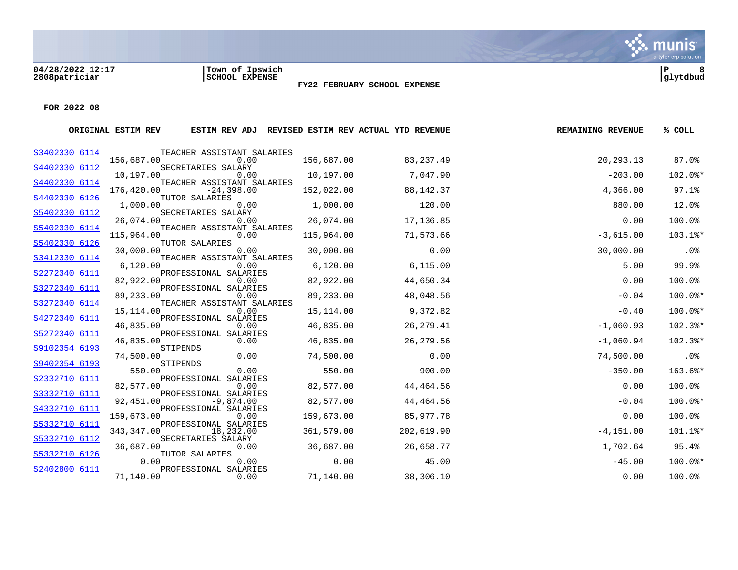04/28/2022 12:17 | Town of Ipswich
2808patriciar | SCHOOL EXPENSE

**FY22 FEBRUARY SCHOOL EXPENSE**

**FOR 2022 08**

| | ORIGINAL ESTIM REV | ESTIM REV ADJ | REVISED ESTIM REV | ACTUAL YTD REVENUE | REMAINING REVENUE | % COLL |
|---|---|---|---|---|---|---|
| S3402330 6114 TEACHER ASSISTANT SALARIES | 156,687.00 | 0.00 | 156,687.00 | 83,237.49 | 20,293.13 | 87.0% |
| S4402330 6112 SECRETARIES SALARY | 10,197.00 | 0.00 | 10,197.00 | 7,047.90 | -203.00 | 102.0%* |
| S4402330 6114 TEACHER ASSISTANT SALARIES | 176,420.00 | -24,398.00 | 152,022.00 | 88,142.37 | 4,366.00 | 97.1% |
| S4402330 6126 TUTOR SALARIES | 1,000.00 | 0.00 | 1,000.00 | 120.00 | 880.00 | 12.0% |
| S5402330 6112 SECRETARIES SALARY | 26,074.00 | 0.00 | 26,074.00 | 17,136.85 | 0.00 | 100.0% |
| S5402330 6114 TEACHER ASSISTANT SALARIES | 115,964.00 | 0.00 | 115,964.00 | 71,573.66 | -3,615.00 | 103.1%* |
| S5402330 6126 TUTOR SALARIES | 30,000.00 | 0.00 | 30,000.00 | 0.00 | 30,000.00 | .0% |
| S3412330 6114 TEACHER ASSISTANT SALARIES | 6,120.00 | 0.00 | 6,120.00 | 6,115.00 | 5.00 | 99.9% |
| S2272340 6111 PROFESSIONAL SALARIES | 82,922.00 | 0.00 | 82,922.00 | 44,650.34 | 0.00 | 100.0% |
| S3272340 6111 PROFESSIONAL SALARIES | 89,233.00 | 0.00 | 89,233.00 | 48,048.56 | -0.04 | 100.0%* |
| S3272340 6114 TEACHER ASSISTANT SALARIES | 15,114.00 | 0.00 | 15,114.00 | 9,372.82 | -0.40 | 100.0%* |
| S4272340 6111 PROFESSIONAL SALARIES | 46,835.00 | 0.00 | 46,835.00 | 26,279.41 | -1,060.93 | 102.3%* |
| S5272340 6111 PROFESSIONAL SALARIES | 46,835.00 | 0.00 | 46,835.00 | 26,279.56 | -1,060.94 | 102.3%* |
| S9102354 6193 STIPENDS | 74,500.00 | 0.00 | 74,500.00 | 0.00 | 74,500.00 | .0% |
| S9402354 6193 STIPENDS | 550.00 | 0.00 | 550.00 | 900.00 | -350.00 | 163.6%* |
| S2332710 6111 PROFESSIONAL SALARIES | 82,577.00 | 0.00 | 82,577.00 | 44,464.56 | 0.00 | 100.0% |
| S3332710 6111 PROFESSIONAL SALARIES | 92,451.00 | -9,874.00 | 82,577.00 | 44,464.56 | -0.04 | 100.0%* |
| S4332710 6111 PROFESSIONAL SALARIES | 159,673.00 | 0.00 | 159,673.00 | 85,977.78 | 0.00 | 100.0% |
| S5332710 6111 PROFESSIONAL SALARIES | 343,347.00 | 18,232.00 | 361,579.00 | 202,619.90 | -4,151.00 | 101.1%* |
| S5332710 6112 SECRETARIES SALARY | 36,687.00 | 0.00 | 36,687.00 | 26,658.77 | 1,702.64 | 95.4% |
| S5332710 6126 TUTOR SALARIES | 0.00 | 0.00 | 0.00 | 45.00 | -45.00 | 100.0%* |
| S2402800 6111 PROFESSIONAL SALARIES | 71,140.00 | 0.00 | 71,140.00 | 38,306.10 | 0.00 | 100.0% |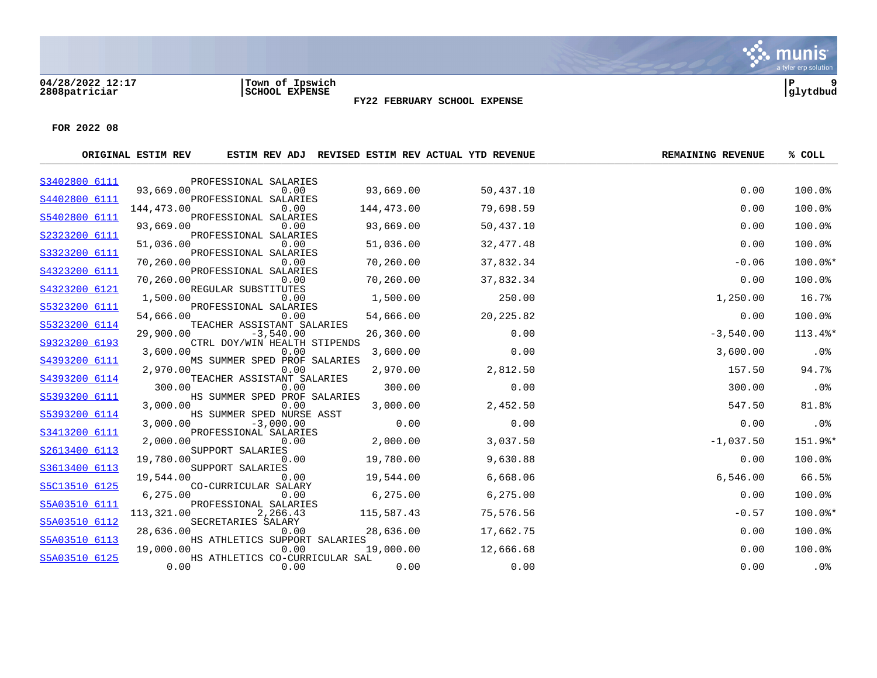04/28/2022 12:17 | Town of Ipswich
2808patriciar | SCHOOL EXPENSE

**FY22 FEBRUARY SCHOOL EXPENSE**

glytdbud

**FOR 2022 08**

| ACCOUNT | DESCRIPTION | ORIGINAL ESTIM REV | ESTIM REV ADJ | REVISED ESTIM REV | ACTUAL YTD REVENUE | REMAINING REVENUE | % COLL |
|---|---|---|---|---|---|---|---|
| S3402800 6111 | PROFESSIONAL SALARIES | 93,669.00 | 0.00 | 93,669.00 | 50,437.10 | 0.00 | 100.0% |
| S4402800 6111 | PROFESSIONAL SALARIES | 144,473.00 | 0.00 | 144,473.00 | 79,698.59 | 0.00 | 100.0% |
| S5402800 6111 | PROFESSIONAL SALARIES | 93,669.00 | 0.00 | 93,669.00 | 50,437.10 | 0.00 | 100.0% |
| S2323200 6111 | PROFESSIONAL SALARIES | 51,036.00 | 0.00 | 51,036.00 | 32,477.48 | 0.00 | 100.0% |
| S3323200 6111 | PROFESSIONAL SALARIES | 70,260.00 | 0.00 | 70,260.00 | 37,832.34 | -0.06 | 100.0%* |
| S4323200 6111 | PROFESSIONAL SALARIES | 70,260.00 | 0.00 | 70,260.00 | 37,832.34 | 0.00 | 100.0% |
| S4323200 6121 | REGULAR SUBSTITUTES | 1,500.00 | 0.00 | 1,500.00 | 250.00 | 1,250.00 | 16.7% |
| S5323200 6111 | PROFESSIONAL SALARIES | 54,666.00 | 0.00 | 54,666.00 | 20,225.82 | 0.00 | 100.0% |
| S5323200 6114 | TEACHER ASSISTANT SALARIES | 29,900.00 | -3,540.00 | 26,360.00 | 0.00 | -3,540.00 | 113.4%* |
| S9323200 6193 | CTRL DOY/WIN HEALTH STIPENDS | 3,600.00 | 0.00 | 3,600.00 | 0.00 | 3,600.00 | .0% |
| S4393200 6111 | MS SUMMER SPED PROF SALARIES | 2,970.00 | 0.00 | 2,970.00 | 2,812.50 | 157.50 | 94.7% |
| S4393200 6114 | TEACHER ASSISTANT SALARIES | 300.00 | 0.00 | 300.00 | 0.00 | 300.00 | .0% |
| S5393200 6111 | HS SUMMER SPED PROF SALARIES | 3,000.00 | 0.00 | 3,000.00 | 2,452.50 | 547.50 | 81.8% |
| S5393200 6114 | HS SUMMER SPED NURSE ASST | 3,000.00 | -3,000.00 | 0.00 | 0.00 | 0.00 | .0% |
| S3413200 6111 | PROFESSIONAL SALARIES | 2,000.00 | 0.00 | 2,000.00 | 3,037.50 | -1,037.50 | 151.9%* |
| S2613400 6113 | SUPPORT SALARIES | 19,780.00 | 0.00 | 19,780.00 | 9,630.88 | 0.00 | 100.0% |
| S3613400 6113 | SUPPORT SALARIES | 19,544.00 | 0.00 | 19,544.00 | 6,668.06 | 6,546.00 | 66.5% |
| S5C13510 6125 | CO-CURRICULAR SALARY | 6,275.00 | 0.00 | 6,275.00 | 6,275.00 | 0.00 | 100.0% |
| S5A03510 6111 | PROFESSIONAL SALARIES | 113,321.00 | 2,266.43 | 115,587.43 | 75,576.56 | -0.57 | 100.0%* |
| S5A03510 6112 | SECRETARIES SALARY | 28,636.00 | 0.00 | 28,636.00 | 17,662.75 | 0.00 | 100.0% |
| S5A03510 6113 | HS ATHLETICS SUPPORT SALARIES | 19,000.00 | 0.00 | 19,000.00 | 12,666.68 | 0.00 | 100.0% |
| S5A03510 6125 | HS ATHLETICS CO-CURRICULAR SAL | 0.00 | 0.00 | 0.00 | 0.00 | 0.00 | .0% |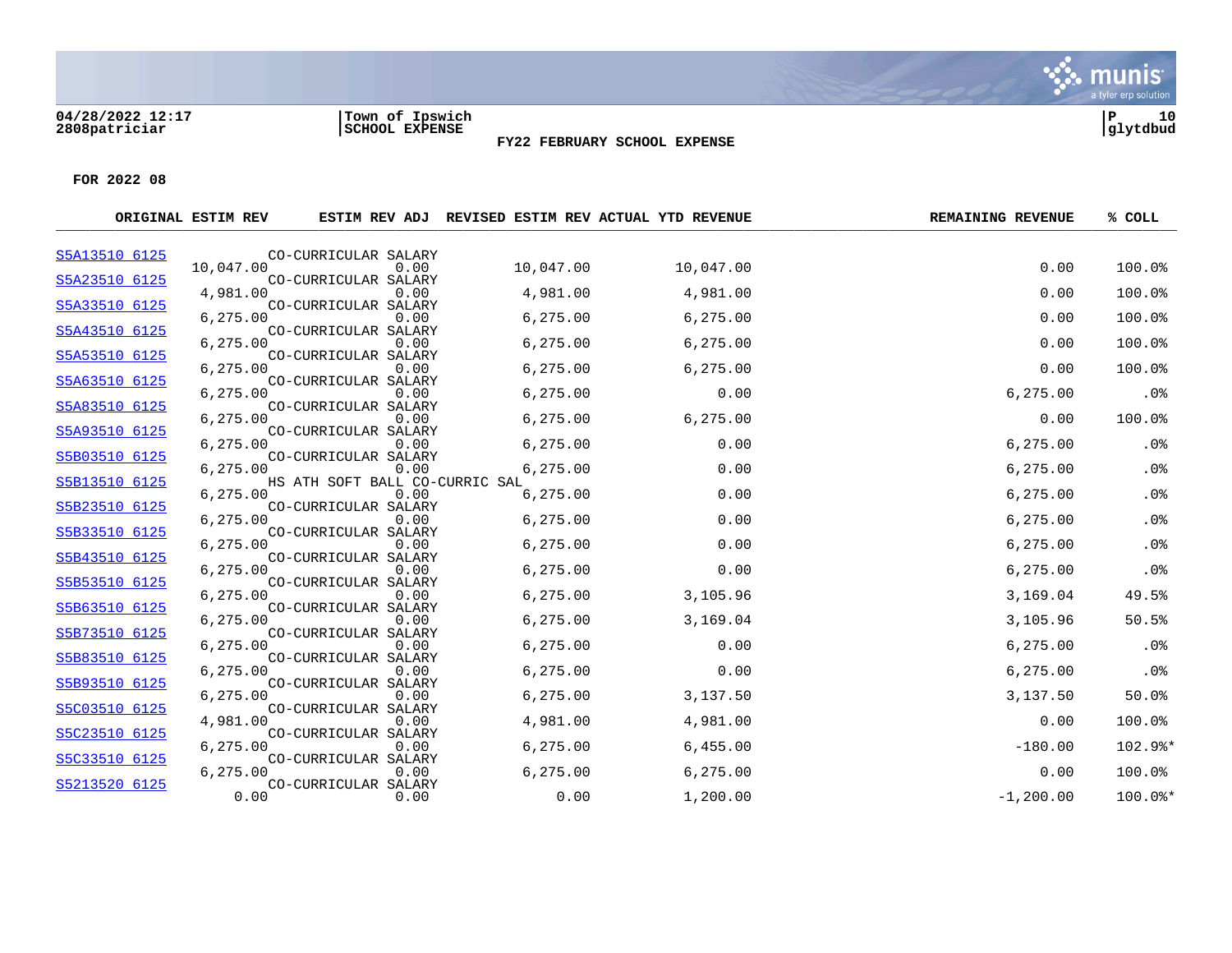04/28/2022 12:17
2808patriciar

Town of Ipswich
SCHOOL EXPENSE

**FY22 FEBRUARY SCHOOL EXPENSE**

**FOR 2022 08**

| | | ORIGINAL ESTIM REV | ESTIM REV ADJ | REVISED ESTIM REV | ACTUAL YTD REVENUE | REMAINING REVENUE | % COLL |
|---|---|---|---|---|---|---|---|
| S5A13510 6125 | CO-CURRICULAR SALARY | 10,047.00 | 0.00 | 10,047.00 | 10,047.00 | 0.00 | 100.0% |
| S5A23510 6125 | CO-CURRICULAR SALARY | 4,981.00 | 0.00 | 4,981.00 | 4,981.00 | 0.00 | 100.0% |
| S5A33510 6125 | CO-CURRICULAR SALARY | 6,275.00 | 0.00 | 6,275.00 | 6,275.00 | 0.00 | 100.0% |
| S5A43510 6125 | CO-CURRICULAR SALARY | 6,275.00 | 0.00 | 6,275.00 | 6,275.00 | 0.00 | 100.0% |
| S5A53510 6125 | CO-CURRICULAR SALARY | 6,275.00 | 0.00 | 6,275.00 | 6,275.00 | 0.00 | 100.0% |
| S5A63510 6125 | CO-CURRICULAR SALARY | 6,275.00 | 0.00 | 6,275.00 | 0.00 | 6,275.00 | .0% |
| S5A83510 6125 | CO-CURRICULAR SALARY | 6,275.00 | 0.00 | 6,275.00 | 6,275.00 | 0.00 | 100.0% |
| S5A93510 6125 | CO-CURRICULAR SALARY | 6,275.00 | 0.00 | 6,275.00 | 0.00 | 6,275.00 | .0% |
| S5B03510 6125 | CO-CURRICULAR SALARY | 6,275.00 | 0.00 | 6,275.00 | 0.00 | 6,275.00 | .0% |
| S5B13510 6125 | HS ATH SOFT BALL CO-CURRIC SAL | 6,275.00 | 0.00 | 6,275.00 | 0.00 | 6,275.00 | .0% |
| S5B23510 6125 | CO-CURRICULAR SALARY | 6,275.00 | 0.00 | 6,275.00 | 0.00 | 6,275.00 | .0% |
| S5B33510 6125 | CO-CURRICULAR SALARY | 6,275.00 | 0.00 | 6,275.00 | 0.00 | 6,275.00 | .0% |
| S5B43510 6125 | CO-CURRICULAR SALARY | 6,275.00 | 0.00 | 6,275.00 | 0.00 | 6,275.00 | .0% |
| S5B53510 6125 | CO-CURRICULAR SALARY | 6,275.00 | 0.00 | 6,275.00 | 3,105.96 | 3,169.04 | 49.5% |
| S5B63510 6125 | CO-CURRICULAR SALARY | 6,275.00 | 0.00 | 6,275.00 | 3,169.04 | 3,105.96 | 50.5% |
| S5B73510 6125 | CO-CURRICULAR SALARY | 6,275.00 | 0.00 | 6,275.00 | 0.00 | 6,275.00 | .0% |
| S5B83510 6125 | CO-CURRICULAR SALARY | 6,275.00 | 0.00 | 6,275.00 | 0.00 | 6,275.00 | .0% |
| S5B93510 6125 | CO-CURRICULAR SALARY | 6,275.00 | 0.00 | 6,275.00 | 3,137.50 | 3,137.50 | 50.0% |
| S5C03510 6125 | CO-CURRICULAR SALARY | 4,981.00 | 0.00 | 4,981.00 | 4,981.00 | 0.00 | 100.0% |
| S5C23510 6125 | CO-CURRICULAR SALARY | 6,275.00 | 0.00 | 6,275.00 | 6,455.00 | -180.00 | 102.9%* |
| S5C33510 6125 | CO-CURRICULAR SALARY | 6,275.00 | 0.00 | 6,275.00 | 6,275.00 | 0.00 | 100.0% |
| S5213520 6125 | CO-CURRICULAR SALARY | 0.00 | 0.00 | 0.00 | 1,200.00 | -1,200.00 | 100.0%* |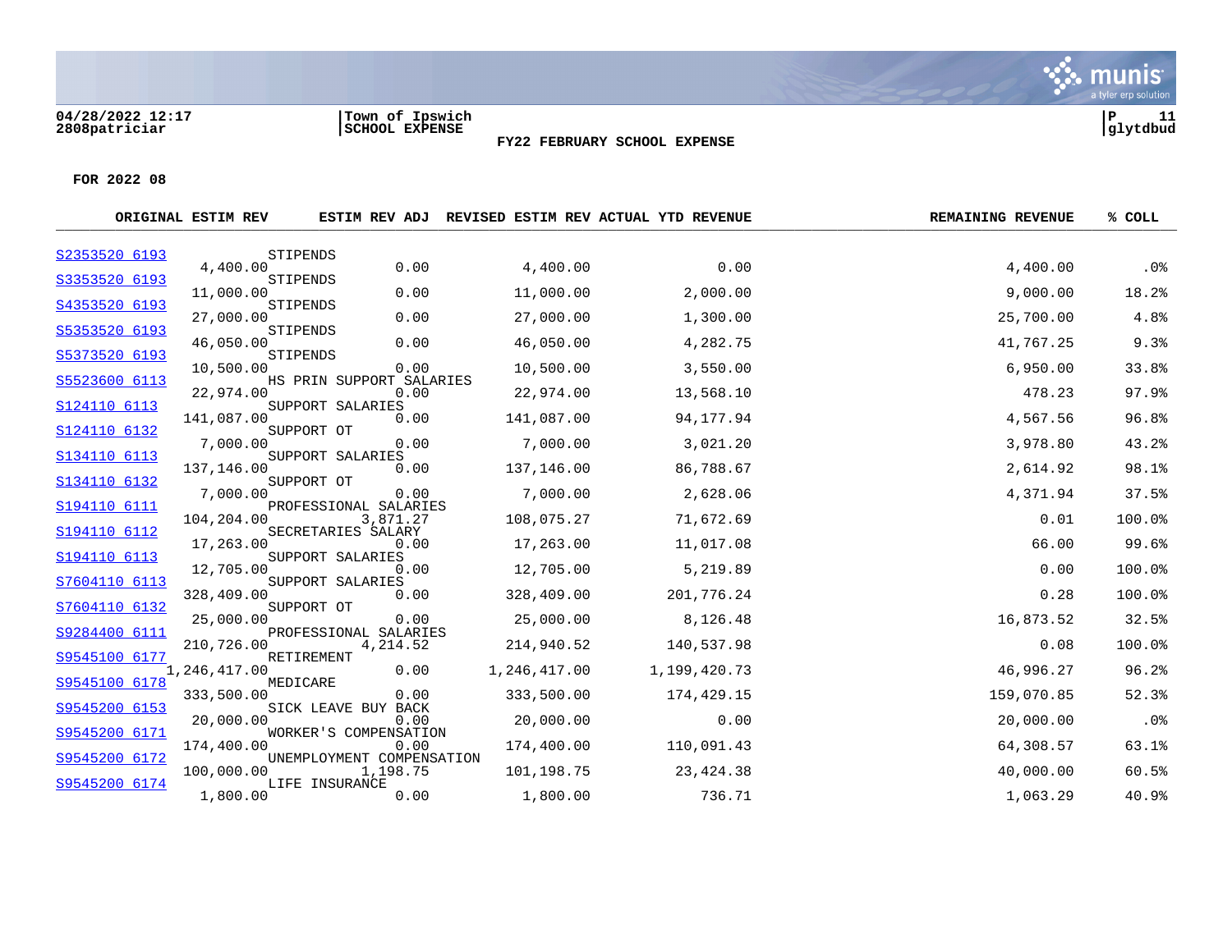04/28/2022 12:17
2808patriciar

Town of Ipswich
SCHOOL EXPENSE

## FY22 FEBRUARY SCHOOL EXPENSE

FOR 2022 08

| Account | Description | ORIGINAL ESTIM REV | ESTIM REV ADJ | REVISED ESTIM REV | ACTUAL YTD REVENUE | REMAINING REVENUE | % COLL |
|---|---|---|---|---|---|---|---|
| S2353520 6193 | STIPENDS | 4,400.00 | 0.00 | 4,400.00 | 0.00 | 4,400.00 | .0% |
| S3353520 6193 | STIPENDS | 11,000.00 | 0.00 | 11,000.00 | 2,000.00 | 9,000.00 | 18.2% |
| S4353520 6193 | STIPENDS | 27,000.00 | 0.00 | 27,000.00 | 1,300.00 | 25,700.00 | 4.8% |
| S5353520 6193 | STIPENDS | 46,050.00 | 0.00 | 46,050.00 | 4,282.75 | 41,767.25 | 9.3% |
| S5373520 6193 | STIPENDS | 10,500.00 | 0.00 | 10,500.00 | 3,550.00 | 6,950.00 | 33.8% |
| S5523600 6113 | HS PRIN SUPPORT SALARIES | 22,974.00 | 0.00 | 22,974.00 | 13,568.10 | 478.23 | 97.9% |
| S124110 6113 | SUPPORT SALARIES | 141,087.00 | 0.00 | 141,087.00 | 94,177.94 | 4,567.56 | 96.8% |
| S124110 6132 | SUPPORT OT | 7,000.00 | 0.00 | 7,000.00 | 3,021.20 | 3,978.80 | 43.2% |
| S134110 6113 | SUPPORT SALARIES | 137,146.00 | 0.00 | 137,146.00 | 86,788.67 | 2,614.92 | 98.1% |
| S134110 6132 | SUPPORT OT | 7,000.00 | 0.00 | 7,000.00 | 2,628.06 | 4,371.94 | 37.5% |
| S194110 6111 | PROFESSIONAL SALARIES | 104,204.00 | 3,871.27 | 108,075.27 | 71,672.69 | 0.01 | 100.0% |
| S194110 6112 | SECRETARIES SALARY | 17,263.00 | 0.00 | 17,263.00 | 11,017.08 | 66.00 | 99.6% |
| S194110 6113 | SUPPORT SALARIES | 12,705.00 | 0.00 | 12,705.00 | 5,219.89 | 0.00 | 100.0% |
| S7604110 6113 | SUPPORT SALARIES | 328,409.00 | 0.00 | 328,409.00 | 201,776.24 | 0.28 | 100.0% |
| S7604110 6132 | SUPPORT OT | 25,000.00 | 0.00 | 25,000.00 | 8,126.48 | 16,873.52 | 32.5% |
| S9284400 6111 | PROFESSIONAL SALARIES | 210,726.00 | 4,214.52 | 214,940.52 | 140,537.98 | 0.08 | 100.0% |
| S9545100 6177 | RETIREMENT | 1,246,417.00 | 0.00 | 1,246,417.00 | 1,199,420.73 | 46,996.27 | 96.2% |
| S9545100 6178 | MEDICARE | 333,500.00 | 0.00 | 333,500.00 | 174,429.15 | 159,070.85 | 52.3% |
| S9545200 6153 | SICK LEAVE BUY BACK | 20,000.00 | 0.00 | 20,000.00 | 0.00 | 20,000.00 | .0% |
| S9545200 6171 | WORKER'S COMPENSATION | 174,400.00 | 0.00 | 174,400.00 | 110,091.43 | 64,308.57 | 63.1% |
| S9545200 6172 | UNEMPLOYMENT COMPENSATION | 100,000.00 | 1,198.75 | 101,198.75 | 23,424.38 | 40,000.00 | 60.5% |
| S9545200 6174 | LIFE INSURANCE | 1,800.00 | 0.00 | 1,800.00 | 736.71 | 1,063.29 | 40.9% |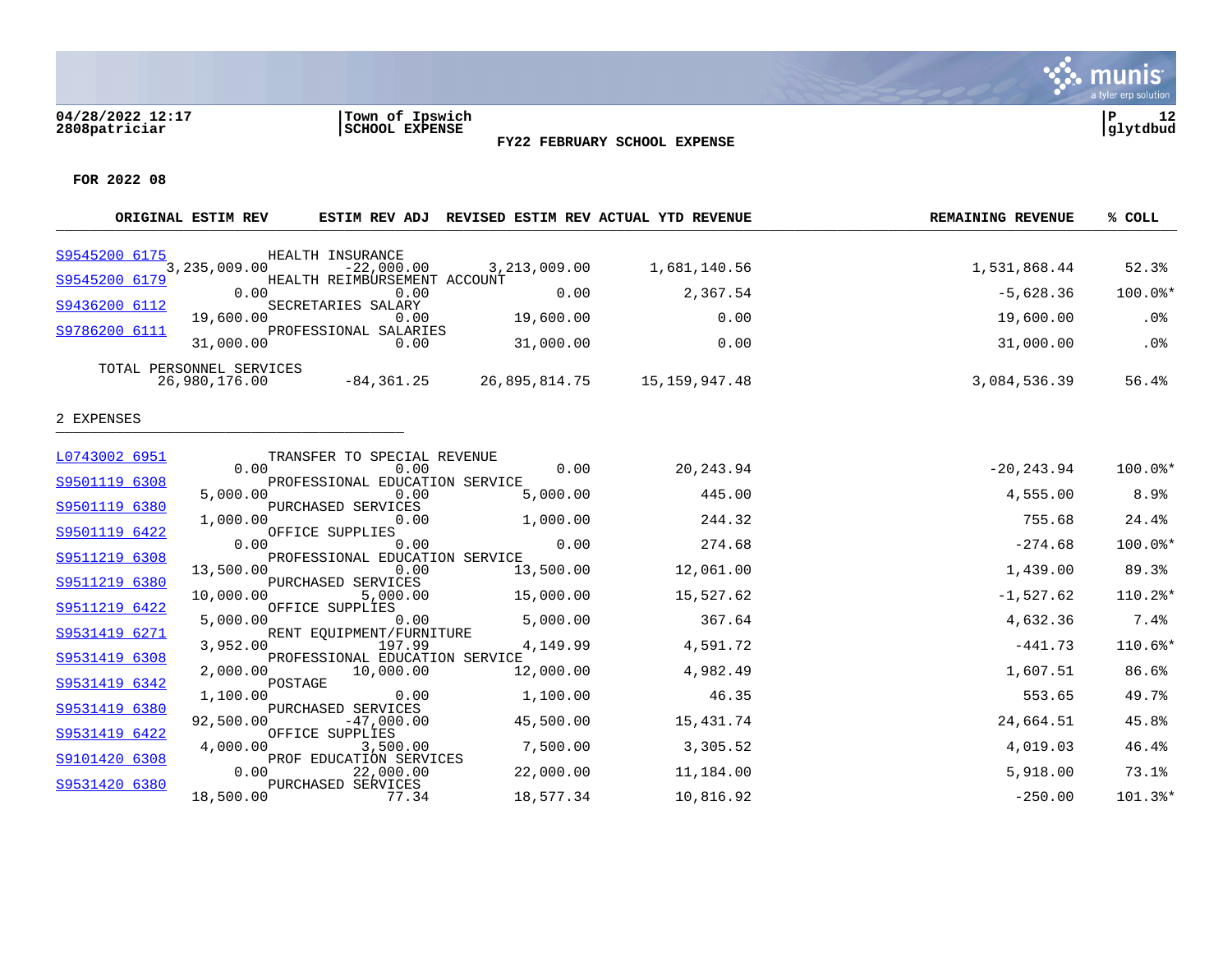04/28/2022 12:17
2808patriciar

Town of Ipswich
SCHOOL EXPENSE

P 12
glytdbud

**FY22 FEBRUARY SCHOOL EXPENSE**

**FOR 2022 08**

| Account | Description | ORIGINAL ESTIM REV | ESTIM REV ADJ | REVISED ESTIM REV | ACTUAL YTD REVENUE | REMAINING REVENUE | % COLL |
|---|---|---|---|---|---|---|---|
| S9545200 6175 | HEALTH INSURANCE | 3,235,009.00 | -22,000.00 | 3,213,009.00 | 1,681,140.56 | 1,531,868.44 | 52.3% |
| S9545200 6179 | HEALTH REIMBURSEMENT ACCOUNT | 0.00 | 0.00 | 0.00 | 2,367.54 | -5,628.36 | 100.0%* |
| S9436200 6112 | SECRETARIES SALARY | 19,600.00 | 0.00 | 19,600.00 | 0.00 | 19,600.00 | .0% |
| S9786200 6111 | PROFESSIONAL SALARIES | 31,000.00 | 0.00 | 31,000.00 | 0.00 | 31,000.00 | .0% |
| | TOTAL PERSONNEL SERVICES | 26,980,176.00 | -84,361.25 | 26,895,814.75 | 15,159,947.48 | 3,084,536.39 | 56.4% |

2 EXPENSES

| Account | Description | ORIGINAL ESTIM REV | ESTIM REV ADJ | REVISED ESTIM REV | ACTUAL YTD REVENUE | REMAINING REVENUE | % COLL |
|---|---|---|---|---|---|---|---|
| L0743002 6951 | TRANSFER TO SPECIAL REVENUE | 0.00 | 0.00 | 0.00 | 20,243.94 | -20,243.94 | 100.0%* |
| S9501119 6308 | PROFESSIONAL EDUCATION SERVICE | 5,000.00 | 0.00 | 5,000.00 | 445.00 | 4,555.00 | 8.9% |
| S9501119 6380 | PURCHASED SERVICES | 1,000.00 | 0.00 | 1,000.00 | 244.32 | 755.68 | 24.4% |
| S9501119 6422 | OFFICE SUPPLIES | 0.00 | 0.00 | 0.00 | 274.68 | -274.68 | 100.0%* |
| S9511219 6308 | PROFESSIONAL EDUCATION SERVICE | 13,500.00 | 0.00 | 13,500.00 | 12,061.00 | 1,439.00 | 89.3% |
| S9511219 6380 | PURCHASED SERVICES | 10,000.00 | 5,000.00 | 15,000.00 | 15,527.62 | -1,527.62 | 110.2%* |
| S9511219 6422 | OFFICE SUPPLIES | 5,000.00 | 0.00 | 5,000.00 | 367.64 | 4,632.36 | 7.4% |
| S9531419 6271 | RENT EQUIPMENT/FURNITURE | 3,952.00 | 197.99 | 4,149.99 | 4,591.72 | -441.73 | 110.6%* |
| S9531419 6308 | PROFESSIONAL EDUCATION SERVICE | 2,000.00 | 10,000.00 | 12,000.00 | 4,982.49 | 1,607.51 | 86.6% |
| S9531419 6342 | POSTAGE | 1,100.00 | 0.00 | 1,100.00 | 46.35 | 553.65 | 49.7% |
| S9531419 6380 | PURCHASED SERVICES | 92,500.00 | -47,000.00 | 45,500.00 | 15,431.74 | 24,664.51 | 45.8% |
| S9531419 6422 | OFFICE SUPPLIES | 4,000.00 | 3,500.00 | 7,500.00 | 3,305.52 | 4,019.03 | 46.4% |
| S9101420 6308 | PROF EDUCATION SERVICES | 0.00 | 22,000.00 | 22,000.00 | 11,184.00 | 5,918.00 | 73.1% |
| S9531420 6380 | PURCHASED SERVICES | 18,500.00 | 77.34 | 18,577.34 | 10,816.92 | -250.00 | 101.3%* |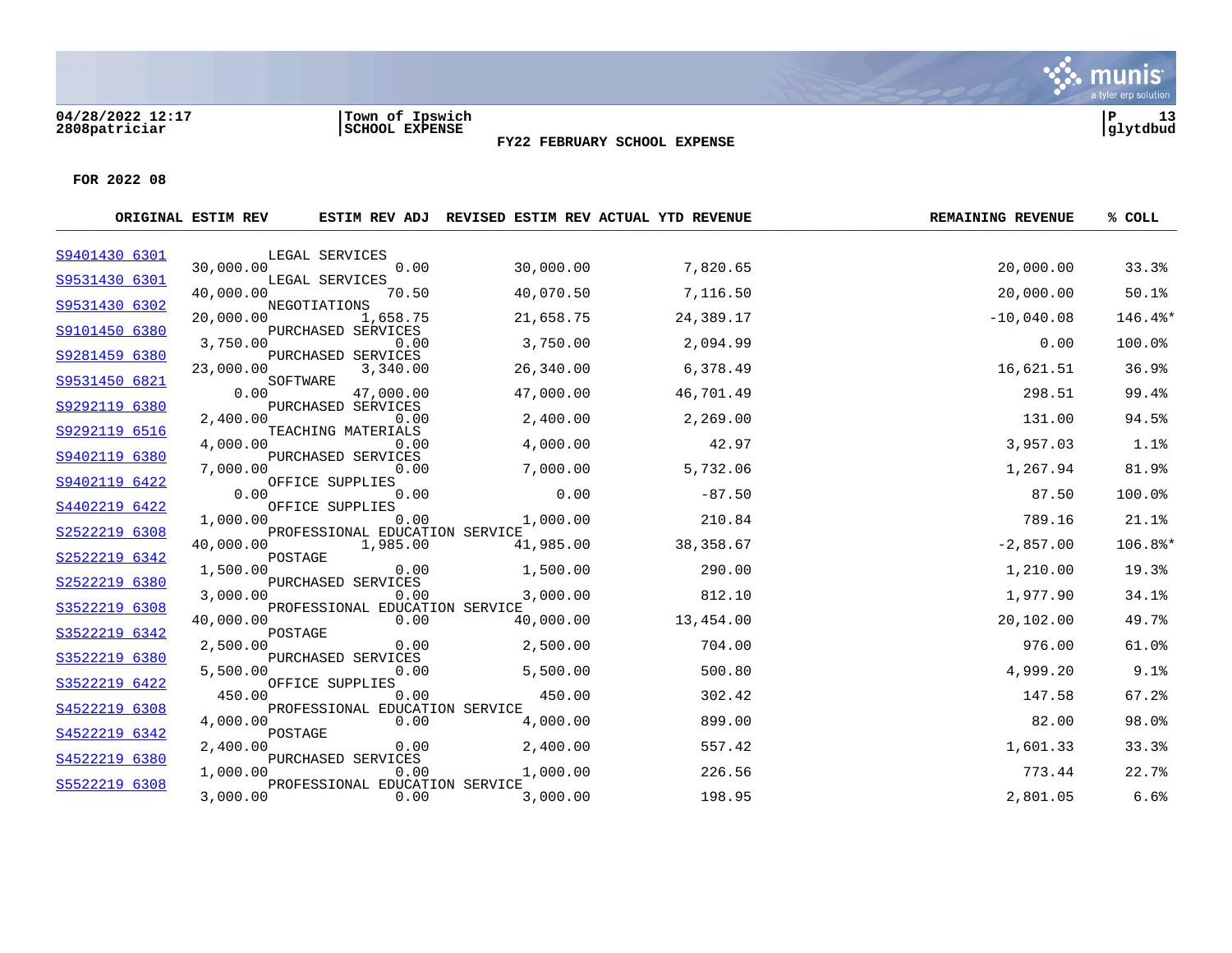**04/28/2022 12:17**
**2808patriciar**

**Town of Ipswich**
**SCHOOL EXPENSE**

**FY22 FEBRUARY SCHOOL EXPENSE**

**P 13**
**glytdbud**

**FOR 2022 08**

| | | ORIGINAL ESTIM REV | ESTIM REV ADJ | REVISED ESTIM REV | ACTUAL YTD REVENUE | REMAINING REVENUE | % COLL |
|---|---|---|---|---|---|---|---|
| S9401430 6301 | LEGAL SERVICES | 30,000.00 | 0.00 | 30,000.00 | 7,820.65 | 20,000.00 | 33.3% |
| S9531430 6301 | LEGAL SERVICES | 40,000.00 | 70.50 | 40,070.50 | 7,116.50 | 20,000.00 | 50.1% |
| S9531430 6302 | NEGOTIATIONS | 20,000.00 | 1,658.75 | 21,658.75 | 24,389.17 | -10,040.08 | 146.4%* |
| S9101450 6380 | PURCHASED SERVICES | 3,750.00 | 0.00 | 3,750.00 | 2,094.99 | 0.00 | 100.0% |
| S9281459 6380 | PURCHASED SERVICES | 23,000.00 | 3,340.00 | 26,340.00 | 6,378.49 | 16,621.51 | 36.9% |
| S9531450 6821 | SOFTWARE | 0.00 | 47,000.00 | 47,000.00 | 46,701.49 | 298.51 | 99.4% |
| S9292119 6380 | PURCHASED SERVICES | 2,400.00 | 0.00 | 2,400.00 | 2,269.00 | 131.00 | 94.5% |
| S9292119 6516 | TEACHING MATERIALS | 4,000.00 | 0.00 | 4,000.00 | 42.97 | 3,957.03 | 1.1% |
| S9402119 6380 | PURCHASED SERVICES | 7,000.00 | 0.00 | 7,000.00 | 5,732.06 | 1,267.94 | 81.9% |
| S9402119 6422 | OFFICE SUPPLIES | 0.00 | 0.00 | 0.00 | -87.50 | 87.50 | 100.0% |
| S4402219 6422 | OFFICE SUPPLIES | 1,000.00 | 0.00 | 1,000.00 | 210.84 | 789.16 | 21.1% |
| S2522219 6308 | PROFESSIONAL EDUCATION SERVICE | 40,000.00 | 1,985.00 | 41,985.00 | 38,358.67 | -2,857.00 | 106.8%* |
| S2522219 6342 | POSTAGE | 1,500.00 | 0.00 | 1,500.00 | 290.00 | 1,210.00 | 19.3% |
| S2522219 6380 | PURCHASED SERVICES | 3,000.00 | 0.00 | 3,000.00 | 812.10 | 1,977.90 | 34.1% |
| S3522219 6308 | PROFESSIONAL EDUCATION SERVICE | 40,000.00 | 0.00 | 40,000.00 | 13,454.00 | 20,102.00 | 49.7% |
| S3522219 6342 | POSTAGE | 2,500.00 | 0.00 | 2,500.00 | 704.00 | 976.00 | 61.0% |
| S3522219 6380 | PURCHASED SERVICES | 5,500.00 | 0.00 | 5,500.00 | 500.80 | 4,999.20 | 9.1% |
| S3522219 6422 | OFFICE SUPPLIES | 450.00 | 0.00 | 450.00 | 302.42 | 147.58 | 67.2% |
| S4522219 6308 | PROFESSIONAL EDUCATION SERVICE | 4,000.00 | 0.00 | 4,000.00 | 899.00 | 82.00 | 98.0% |
| S4522219 6342 | POSTAGE | 2,400.00 | 0.00 | 2,400.00 | 557.42 | 1,601.33 | 33.3% |
| S4522219 6380 | PURCHASED SERVICES | 1,000.00 | 0.00 | 1,000.00 | 226.56 | 773.44 | 22.7% |
| S5522219 6308 | PROFESSIONAL EDUCATION SERVICE | 3,000.00 | 0.00 | 3,000.00 | 198.95 | 2,801.05 | 6.6% |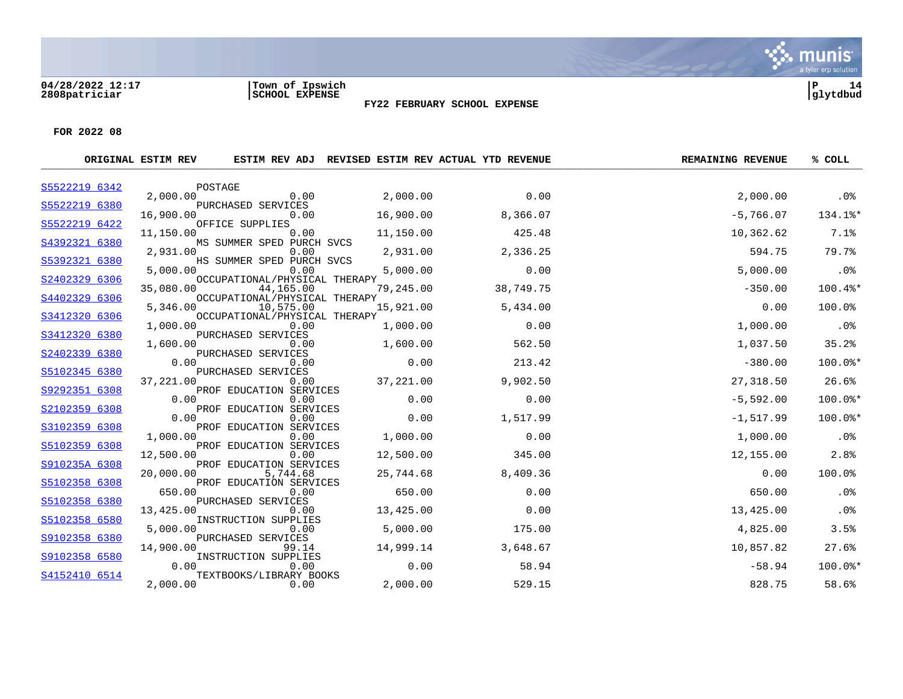**04/28/2022 12:17** | **Town of Ipswich** | **P 14**
**2808patriciar** | **SCHOOL EXPENSE** | **glytdbud**

**FY22 FEBRUARY SCHOOL EXPENSE**

**FOR 2022 08**

| ACCOUNT | DESCRIPTION | ORIGINAL ESTIM REV | ESTIM REV ADJ | REVISED ESTIM REV | ACTUAL YTD REVENUE | REMAINING REVENUE | % COLL |
|---|---|---|---|---|---|---|---|
| S5522219 6342 | POSTAGE | 2,000.00 | 0.00 | 2,000.00 | 0.00 | 2,000.00 | .0% |
| S5522219 6380 | PURCHASED SERVICES | 16,900.00 | 0.00 | 16,900.00 | 8,366.07 | -5,766.07 | 134.1%* |
| S5522219 6422 | OFFICE SUPPLIES | 11,150.00 | 0.00 | 11,150.00 | 425.48 | 10,362.62 | 7.1% |
| S4392321 6380 | MS SUMMER SPED PURCH SVCS | 2,931.00 | 0.00 | 2,931.00 | 2,336.25 | 594.75 | 79.7% |
| S5392321 6380 | HS SUMMER SPED PURCH SVCS | 5,000.00 | 0.00 | 5,000.00 | 0.00 | 5,000.00 | .0% |
| S2402329 6306 | OCCUPATIONAL/PHYSICAL THERAPY | 35,080.00 | 44,165.00 | 79,245.00 | 38,749.75 | -350.00 | 100.4%* |
| S4402329 6306 | OCCUPATIONAL/PHYSICAL THERAPY | 5,346.00 | 10,575.00 | 15,921.00 | 5,434.00 | 0.00 | 100.0% |
| S3412320 6306 | OCCUPATIONAL/PHYSICAL THERAPY | 1,000.00 | 0.00 | 1,000.00 | 0.00 | 1,000.00 | .0% |
| S3412320 6380 | PURCHASED SERVICES | 1,600.00 | 0.00 | 1,600.00 | 562.50 | 1,037.50 | 35.2% |
| S2402339 6380 | PURCHASED SERVICES | 0.00 | 0.00 | 0.00 | 213.42 | -380.00 | 100.0%* |
| S5102345 6380 | PURCHASED SERVICES | 37,221.00 | 0.00 | 37,221.00 | 9,902.50 | 27,318.50 | 26.6% |
| S9292351 6308 | PROF EDUCATION SERVICES | 0.00 | 0.00 | 0.00 | 0.00 | -5,592.00 | 100.0%* |
| S2102359 6308 | PROF EDUCATION SERVICES | 0.00 | 0.00 | 0.00 | 1,517.99 | -1,517.99 | 100.0%* |
| S3102359 6308 | PROF EDUCATION SERVICES | 1,000.00 | 0.00 | 1,000.00 | 0.00 | 1,000.00 | .0% |
| S5102359 6308 | PROF EDUCATION SERVICES | 12,500.00 | 0.00 | 12,500.00 | 345.00 | 12,155.00 | 2.8% |
| S910235A 6308 | PROF EDUCATION SERVICES | 20,000.00 | 5,744.68 | 25,744.68 | 8,409.36 | 0.00 | 100.0% |
| S5102358 6308 | PROF EDUCATION SERVICES | 650.00 | 0.00 | 650.00 | 0.00 | 650.00 | .0% |
| S5102358 6380 | PURCHASED SERVICES | 13,425.00 | 0.00 | 13,425.00 | 0.00 | 13,425.00 | .0% |
| S5102358 6580 | INSTRUCTION SUPPLIES | 5,000.00 | 0.00 | 5,000.00 | 175.00 | 4,825.00 | 3.5% |
| S9102358 6380 | PURCHASED SERVICES | 14,900.00 | 99.14 | 14,999.14 | 3,648.67 | 10,857.82 | 27.6% |
| S9102358 6580 | INSTRUCTION SUPPLIES | 0.00 | 0.00 | 0.00 | 58.94 | -58.94 | 100.0%* |
| S4152410 6514 | TEXTBOOKS/LIBRARY BOOKS | 2,000.00 | 0.00 | 2,000.00 | 529.15 | 828.75 | 58.6% |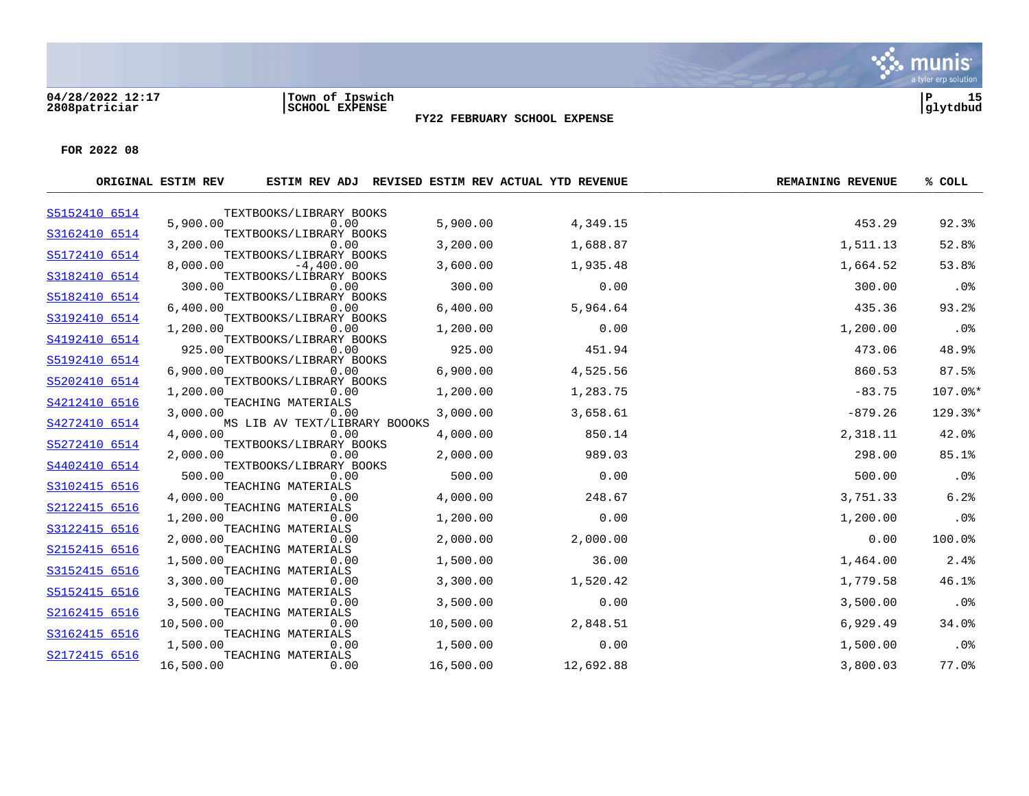04/28/2022 12:17 | Town of Ipswich | P 15
2808patriciar | SCHOOL EXPENSE | glytdbud

**FY22 FEBRUARY SCHOOL EXPENSE**

**FOR 2022 08**

| ACCOUNT | DESCRIPTION | ORIGINAL ESTIM REV | ESTIM REV ADJ | REVISED ESTIM REV | ACTUAL YTD REVENUE | REMAINING REVENUE | % COLL |
|---|---|---|---|---|---|---|---|
| S5152410 6514 | TEXTBOOKS/LIBRARY BOOKS | 5,900.00 | 0.00 | 5,900.00 | 4,349.15 | 453.29 | 92.3% |
| S3162410 6514 | TEXTBOOKS/LIBRARY BOOKS | 3,200.00 | 0.00 | 3,200.00 | 1,688.87 | 1,511.13 | 52.8% |
| S5172410 6514 | TEXTBOOKS/LIBRARY BOOKS | 8,000.00 | -4,400.00 | 3,600.00 | 1,935.48 | 1,664.52 | 53.8% |
| S3182410 6514 | TEXTBOOKS/LIBRARY BOOKS | 300.00 | 0.00 | 300.00 | 0.00 | 300.00 | .0% |
| S5182410 6514 | TEXTBOOKS/LIBRARY BOOKS | 6,400.00 | 0.00 | 6,400.00 | 5,964.64 | 435.36 | 93.2% |
| S3192410 6514 | TEXTBOOKS/LIBRARY BOOKS | 1,200.00 | 0.00 | 1,200.00 | 0.00 | 1,200.00 | .0% |
| S4192410 6514 | TEXTBOOKS/LIBRARY BOOKS | 925.00 | 0.00 | 925.00 | 451.94 | 473.06 | 48.9% |
| S5192410 6514 | TEXTBOOKS/LIBRARY BOOKS | 6,900.00 | 0.00 | 6,900.00 | 4,525.56 | 860.53 | 87.5% |
| S5202410 6514 | TEXTBOOKS/LIBRARY BOOKS | 1,200.00 | 0.00 | 1,200.00 | 1,283.75 | -83.75 | 107.0%* |
| S4212410 6516 | TEACHING MATERIALS | 3,000.00 | 0.00 | 3,000.00 | 3,658.61 | -879.26 | 129.3%* |
| S4272410 6514 | MS LIB AV TEXT/LIBRARY BOOOKS | 4,000.00 | 0.00 | 4,000.00 | 850.14 | 2,318.11 | 42.0% |
| S5272410 6514 | TEXTBOOKS/LIBRARY BOOKS | 2,000.00 | 0.00 | 2,000.00 | 989.03 | 298.00 | 85.1% |
| S4402410 6514 | TEXTBOOKS/LIBRARY BOOKS | 500.00 | 0.00 | 500.00 | 0.00 | 500.00 | .0% |
| S3102415 6516 | TEACHING MATERIALS | 4,000.00 | 0.00 | 4,000.00 | 248.67 | 3,751.33 | 6.2% |
| S2122415 6516 | TEACHING MATERIALS | 1,200.00 | 0.00 | 1,200.00 | 0.00 | 1,200.00 | .0% |
| S3122415 6516 | TEACHING MATERIALS | 2,000.00 | 0.00 | 2,000.00 | 2,000.00 | 0.00 | 100.0% |
| S2152415 6516 | TEACHING MATERIALS | 1,500.00 | 0.00 | 1,500.00 | 36.00 | 1,464.00 | 2.4% |
| S3152415 6516 | TEACHING MATERIALS | 3,300.00 | 0.00 | 3,300.00 | 1,520.42 | 1,779.58 | 46.1% |
| S5152415 6516 | TEACHING MATERIALS | 3,500.00 | 0.00 | 3,500.00 | 0.00 | 3,500.00 | .0% |
| S2162415 6516 | TEACHING MATERIALS | 10,500.00 | 0.00 | 10,500.00 | 2,848.51 | 6,929.49 | 34.0% |
| S3162415 6516 | TEACHING MATERIALS | 1,500.00 | 0.00 | 1,500.00 | 0.00 | 1,500.00 | .0% |
| S2172415 6516 | TEACHING MATERIALS | 16,500.00 | 0.00 | 16,500.00 | 12,692.88 | 3,800.03 | 77.0% |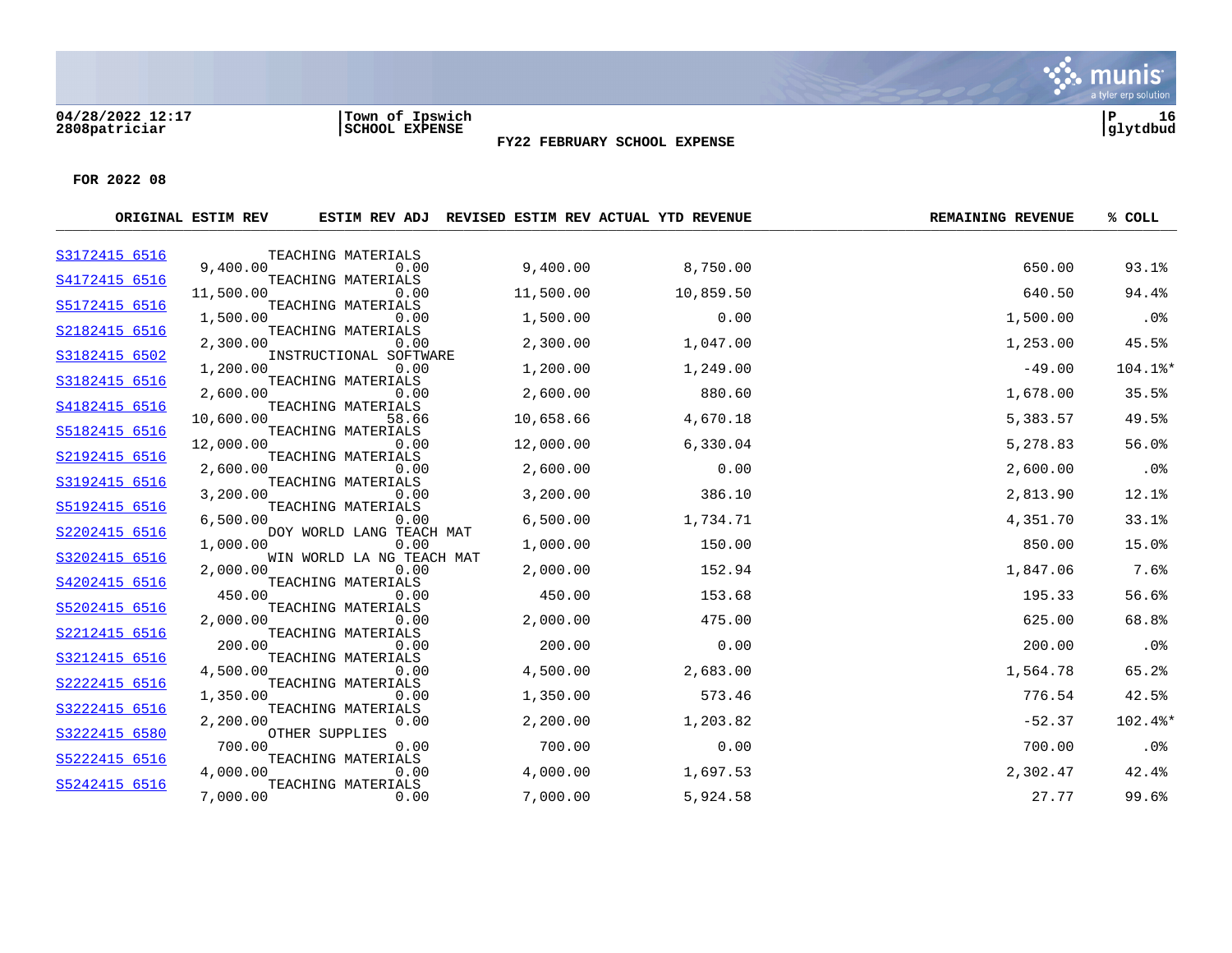04/28/2022 12:17 | Town of Ipswich
2808patriciar | SCHOOL EXPENSE

**FY22 FEBRUARY SCHOOL EXPENSE**

**FOR 2022 08**

| ACCOUNT | DESCRIPTION | ORIGINAL ESTIM REV | ESTIM REV ADJ | REVISED ESTIM REV | ACTUAL YTD REVENUE | REMAINING REVENUE | % COLL |
|---|---|---|---|---|---|---|---|
| S3172415 6516 | TEACHING MATERIALS | 9,400.00 | 0.00 | 9,400.00 | 8,750.00 | 650.00 | 93.1% |
| S4172415 6516 | TEACHING MATERIALS | 11,500.00 | 0.00 | 11,500.00 | 10,859.50 | 640.50 | 94.4% |
| S5172415 6516 | TEACHING MATERIALS | 1,500.00 | 0.00 | 1,500.00 | 0.00 | 1,500.00 | .0% |
| S2182415 6516 | TEACHING MATERIALS | 2,300.00 | 0.00 | 2,300.00 | 1,047.00 | 1,253.00 | 45.5% |
| S3182415 6502 | INSTRUCTIONAL SOFTWARE | 1,200.00 | 0.00 | 1,200.00 | 1,249.00 | -49.00 | 104.1%* |
| S3182415 6516 | TEACHING MATERIALS | 2,600.00 | 0.00 | 2,600.00 | 880.60 | 1,678.00 | 35.5% |
| S4182415 6516 | TEACHING MATERIALS | 10,600.00 | 58.66 | 10,658.66 | 4,670.18 | 5,383.57 | 49.5% |
| S5182415 6516 | TEACHING MATERIALS | 12,000.00 | 0.00 | 12,000.00 | 6,330.04 | 5,278.83 | 56.0% |
| S2192415 6516 | TEACHING MATERIALS | 2,600.00 | 0.00 | 2,600.00 | 0.00 | 2,600.00 | .0% |
| S3192415 6516 | TEACHING MATERIALS | 3,200.00 | 0.00 | 3,200.00 | 386.10 | 2,813.90 | 12.1% |
| S5192415 6516 | TEACHING MATERIALS | 6,500.00 | 0.00 | 6,500.00 | 1,734.71 | 4,351.70 | 33.1% |
| S2202415 6516 | DOY WORLD LANG TEACH MAT | 1,000.00 | 0.00 | 1,000.00 | 150.00 | 850.00 | 15.0% |
| S3202415 6516 | WIN WORLD LA NG TEACH MAT | 2,000.00 | 0.00 | 2,000.00 | 152.94 | 1,847.06 | 7.6% |
| S4202415 6516 | TEACHING MATERIALS | 450.00 | 0.00 | 450.00 | 153.68 | 195.33 | 56.6% |
| S5202415 6516 | TEACHING MATERIALS | 2,000.00 | 0.00 | 2,000.00 | 475.00 | 625.00 | 68.8% |
| S2212415 6516 | TEACHING MATERIALS | 200.00 | 0.00 | 200.00 | 0.00 | 200.00 | .0% |
| S3212415 6516 | TEACHING MATERIALS | 4,500.00 | 0.00 | 4,500.00 | 2,683.00 | 1,564.78 | 65.2% |
| S2222415 6516 | TEACHING MATERIALS | 1,350.00 | 0.00 | 1,350.00 | 573.46 | 776.54 | 42.5% |
| S3222415 6516 | TEACHING MATERIALS | 2,200.00 | 0.00 | 2,200.00 | 1,203.82 | -52.37 | 102.4%* |
| S3222415 6580 | OTHER SUPPLIES | 700.00 | 0.00 | 700.00 | 0.00 | 700.00 | .0% |
| S5222415 6516 | TEACHING MATERIALS | 4,000.00 | 0.00 | 4,000.00 | 1,697.53 | 2,302.47 | 42.4% |
| S5242415 6516 | TEACHING MATERIALS | 7,000.00 | 0.00 | 7,000.00 | 5,924.58 | 27.77 | 99.6% |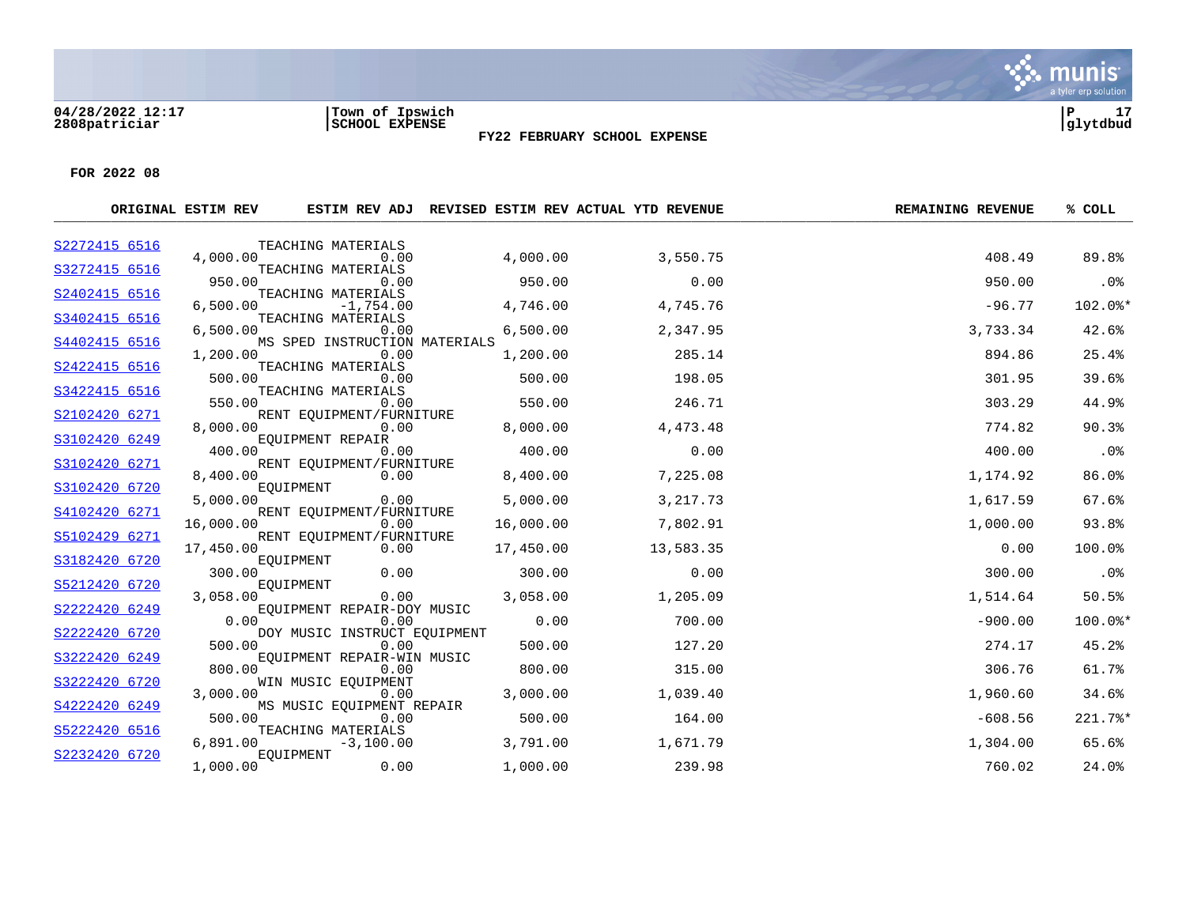04/28/2022 12:17 | Town of Ipswich | P 17
2808patriciar | SCHOOL EXPENSE | glytdbud

FY22 FEBRUARY SCHOOL EXPENSE

**FOR 2022 08**

| ACCOUNT | DESCRIPTION | ORIGINAL ESTIM REV | ESTIM REV ADJ | REVISED ESTIM REV | ACTUAL YTD REVENUE | REMAINING REVENUE | % COLL |
|---|---|---|---|---|---|---|---|
| S2272415 6516 | TEACHING MATERIALS | 4,000.00 | 0.00 | 4,000.00 | 3,550.75 | 408.49 | 89.8% |
| S3272415 6516 | TEACHING MATERIALS | 950.00 | 0.00 | 950.00 | 0.00 | 950.00 | .0% |
| S2402415 6516 | TEACHING MATERIALS | 6,500.00 | -1,754.00 | 4,746.00 | 4,745.76 | -96.77 | 102.0%* |
| S3402415 6516 | TEACHING MATERIALS | 6,500.00 | 0.00 | 6,500.00 | 2,347.95 | 3,733.34 | 42.6% |
| S4402415 6516 | MS SPED INSTRUCTION MATERIALS | 1,200.00 | 0.00 | 1,200.00 | 285.14 | 894.86 | 25.4% |
| S2422415 6516 | TEACHING MATERIALS | 500.00 | 0.00 | 500.00 | 198.05 | 301.95 | 39.6% |
| S3422415 6516 | TEACHING MATERIALS | 550.00 | 0.00 | 550.00 | 246.71 | 303.29 | 44.9% |
| S2102420 6271 | RENT EQUIPMENT/FURNITURE | 8,000.00 | 0.00 | 8,000.00 | 4,473.48 | 774.82 | 90.3% |
| S3102420 6249 | EQUIPMENT REPAIR | 400.00 | 0.00 | 400.00 | 0.00 | 400.00 | .0% |
| S3102420 6271 | RENT EQUIPMENT/FURNITURE | 8,400.00 | 0.00 | 8,400.00 | 7,225.08 | 1,174.92 | 86.0% |
| S3102420 6720 | EQUIPMENT | 5,000.00 | 0.00 | 5,000.00 | 3,217.73 | 1,617.59 | 67.6% |
| S4102420 6271 | RENT EQUIPMENT/FURNITURE | 16,000.00 | 0.00 | 16,000.00 | 7,802.91 | 1,000.00 | 93.8% |
| S5102429 6271 | RENT EQUIPMENT/FURNITURE | 17,450.00 | 0.00 | 17,450.00 | 13,583.35 | 0.00 | 100.0% |
| S3182420 6720 | EQUIPMENT | 300.00 | 0.00 | 300.00 | 0.00 | 300.00 | .0% |
| S5212420 6720 | EQUIPMENT | 3,058.00 | 0.00 | 3,058.00 | 1,205.09 | 1,514.64 | 50.5% |
| S2222420 6249 | EQUIPMENT REPAIR-DOY MUSIC | 0.00 | 0.00 | 0.00 | 700.00 | -900.00 | 100.0%* |
| S2222420 6720 | DOY MUSIC INSTRUCT EQUIPMENT | 500.00 | 0.00 | 500.00 | 127.20 | 274.17 | 45.2% |
| S3222420 6249 | EQUIPMENT REPAIR-WIN MUSIC | 800.00 | 0.00 | 800.00 | 315.00 | 306.76 | 61.7% |
| S3222420 6720 | WIN MUSIC EQUIPMENT | 3,000.00 | 0.00 | 3,000.00 | 1,039.40 | 1,960.60 | 34.6% |
| S4222420 6249 | MS MUSIC EQUIPMENT REPAIR | 500.00 | 0.00 | 500.00 | 164.00 | -608.56 | 221.7%* |
| S5222420 6516 | TEACHING MATERIALS | 6,891.00 | -3,100.00 | 3,791.00 | 1,671.79 | 1,304.00 | 65.6% |
| S2232420 6720 | EQUIPMENT | 1,000.00 | 0.00 | 1,000.00 | 239.98 | 760.02 | 24.0% |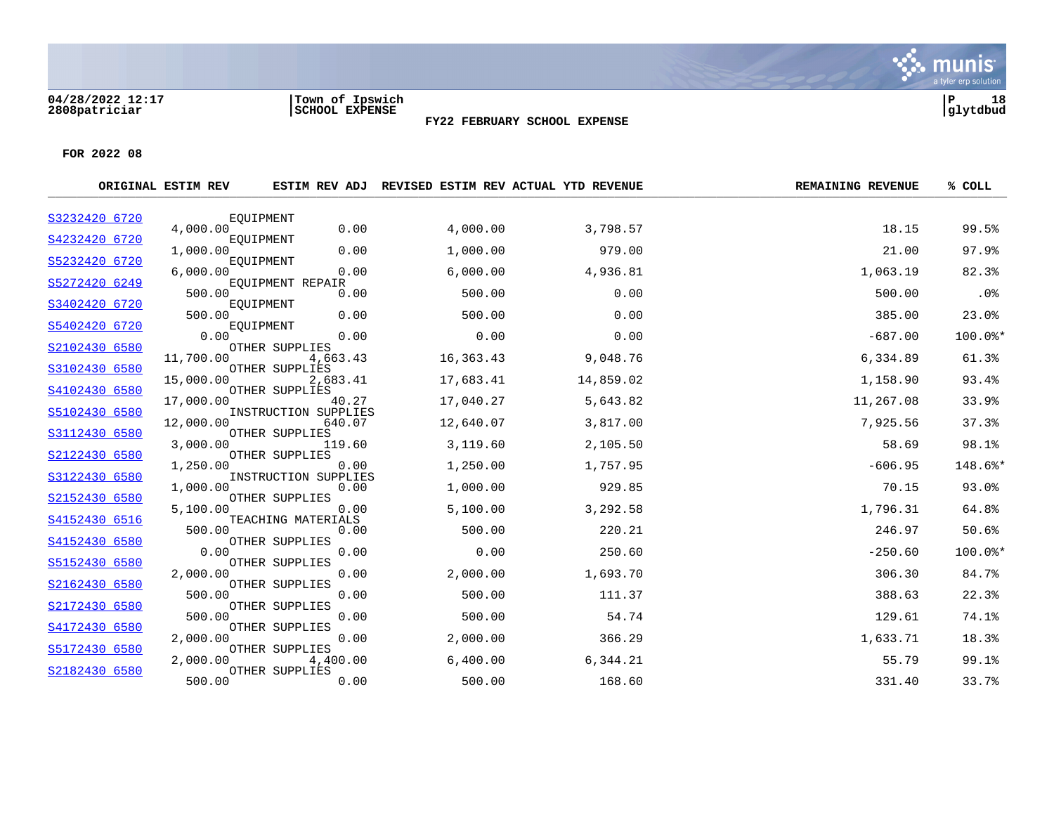FOR 2022 08

| | ORIGINAL ESTIM REV | ESTIM REV ADJ | REVISED ESTIM REV | ACTUAL YTD REVENUE | REMAINING REVENUE | % COLL |
|---|---|---|---|---|---|---|
| S3232420 6720 EQUIPMENT | 4,000.00 | 0.00 | 4,000.00 | 3,798.57 | 18.15 | 99.5% |
| S4232420 6720 EQUIPMENT | 1,000.00 | 0.00 | 1,000.00 | 979.00 | 21.00 | 97.9% |
| S5232420 6720 EQUIPMENT | 6,000.00 | 0.00 | 6,000.00 | 4,936.81 | 1,063.19 | 82.3% |
| S5272420 6249 EQUIPMENT REPAIR | 500.00 | 0.00 | 500.00 | 0.00 | 500.00 | .0% |
| S3402420 6720 EQUIPMENT | 500.00 | 0.00 | 500.00 | 0.00 | 385.00 | 23.0% |
| S5402420 6720 EQUIPMENT | 0.00 | 0.00 | 0.00 | 0.00 | -687.00 | 100.0%* |
| S2102430 6580 OTHER SUPPLIES | 11,700.00 | 4,663.43 | 16,363.43 | 9,048.76 | 6,334.89 | 61.3% |
| S3102430 6580 OTHER SUPPLIES | 15,000.00 | 2,683.41 | 17,683.41 | 14,859.02 | 1,158.90 | 93.4% |
| S4102430 6580 OTHER SUPPLIES | 17,000.00 | 40.27 | 17,040.27 | 5,643.82 | 11,267.08 | 33.9% |
| S5102430 6580 INSTRUCTION SUPPLIES | 12,000.00 | 640.07 | 12,640.07 | 3,817.00 | 7,925.56 | 37.3% |
| S3112430 6580 OTHER SUPPLIES | 3,000.00 | 119.60 | 3,119.60 | 2,105.50 | 58.69 | 98.1% |
| S2122430 6580 OTHER SUPPLIES | 1,250.00 | 0.00 | 1,250.00 | 1,757.95 | -606.95 | 148.6%* |
| S3122430 6580 INSTRUCTION SUPPLIES | 1,000.00 | 0.00 | 1,000.00 | 929.85 | 70.15 | 93.0% |
| S2152430 6580 OTHER SUPPLIES | 5,100.00 | 0.00 | 5,100.00 | 3,292.58 | 1,796.31 | 64.8% |
| S4152430 6516 TEACHING MATERIALS | 500.00 | 0.00 | 500.00 | 220.21 | 246.97 | 50.6% |
| S4152430 6580 OTHER SUPPLIES | 0.00 | 0.00 | 0.00 | 250.60 | -250.60 | 100.0%* |
| S5152430 6580 OTHER SUPPLIES | 2,000.00 | 0.00 | 2,000.00 | 1,693.70 | 306.30 | 84.7% |
| S2162430 6580 OTHER SUPPLIES | 500.00 | 0.00 | 500.00 | 111.37 | 388.63 | 22.3% |
| S2172430 6580 OTHER SUPPLIES | 500.00 | 0.00 | 500.00 | 54.74 | 129.61 | 74.1% |
| S4172430 6580 OTHER SUPPLIES | 2,000.00 | 0.00 | 2,000.00 | 366.29 | 1,633.71 | 18.3% |
| S5172430 6580 OTHER SUPPLIES | 2,000.00 | 4,400.00 | 6,400.00 | 6,344.21 | 55.79 | 99.1% |
| S2182430 6580 OTHER SUPPLIES | 500.00 | 0.00 | 500.00 | 168.60 | 331.40 | 33.7% |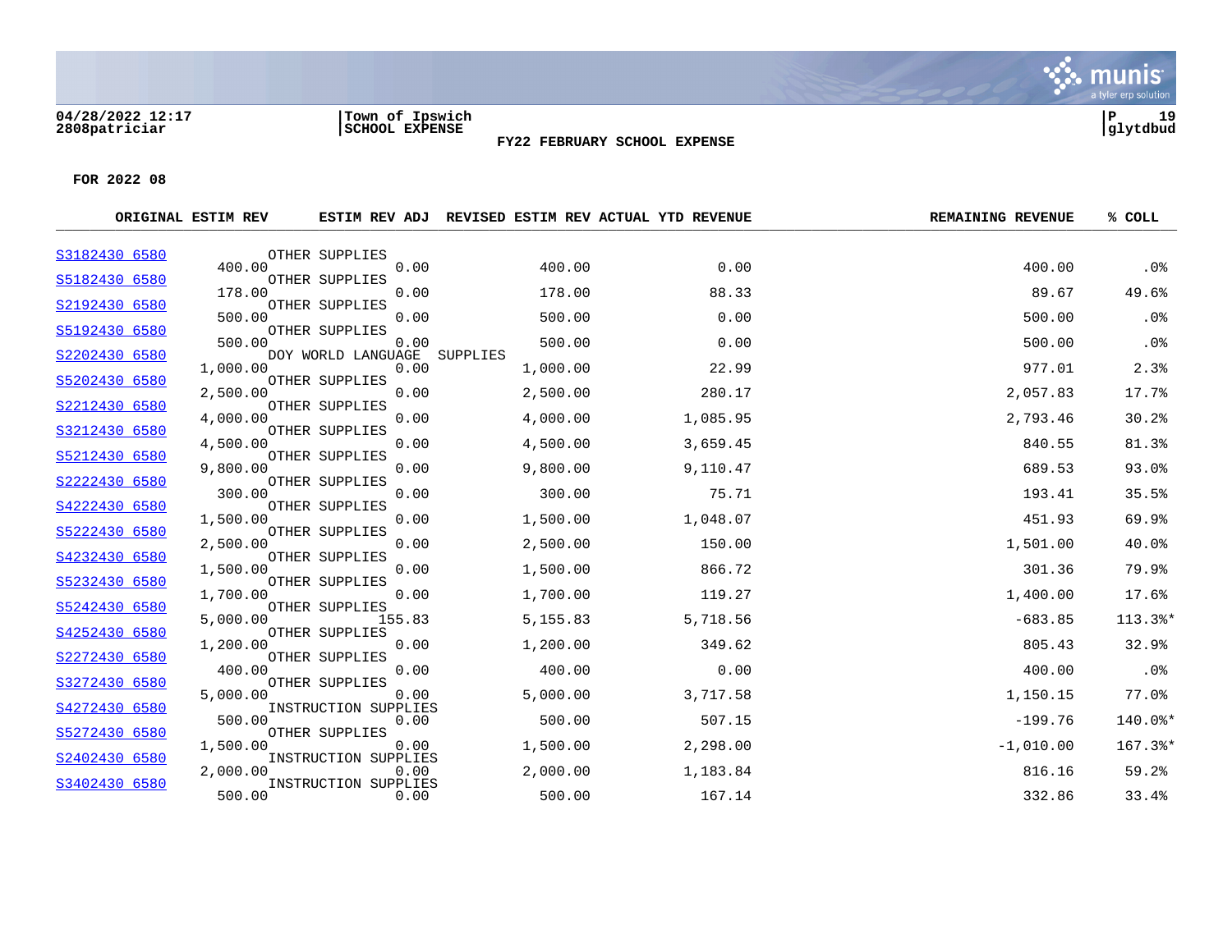**04/28/2022 12:17**
**2808patriciar**

**Town of Ipswich**
**SCHOOL EXPENSE**

**FY22 FEBRUARY SCHOOL EXPENSE**

**P 19**
**glytdbud**

**FOR 2022 08**

| ACCOUNT | DESCRIPTION | ORIGINAL ESTIM REV | ESTIM REV ADJ | REVISED ESTIM REV | ACTUAL YTD REVENUE | REMAINING REVENUE | % COLL |
|---|---|---|---|---|---|---|---|
| S3182430 6580 | OTHER SUPPLIES | 400.00 | 0.00 | 400.00 | 0.00 | 400.00 | .0% |
| S5182430 6580 | OTHER SUPPLIES | 178.00 | 0.00 | 178.00 | 88.33 | 89.67 | 49.6% |
| S2192430 6580 | OTHER SUPPLIES | 500.00 | 0.00 | 500.00 | 0.00 | 500.00 | .0% |
| S5192430 6580 | OTHER SUPPLIES | 500.00 | 0.00 | 500.00 | 0.00 | 500.00 | .0% |
| S2202430 6580 | DOY WORLD LANGUAGE SUPPLIES | 1,000.00 | 0.00 | 1,000.00 | 22.99 | 977.01 | 2.3% |
| S5202430 6580 | OTHER SUPPLIES | 2,500.00 | 0.00 | 2,500.00 | 280.17 | 2,057.83 | 17.7% |
| S2212430 6580 | OTHER SUPPLIES | 4,000.00 | 0.00 | 4,000.00 | 1,085.95 | 2,793.46 | 30.2% |
| S3212430 6580 | OTHER SUPPLIES | 4,500.00 | 0.00 | 4,500.00 | 3,659.45 | 840.55 | 81.3% |
| S5212430 6580 | OTHER SUPPLIES | 9,800.00 | 0.00 | 9,800.00 | 9,110.47 | 689.53 | 93.0% |
| S2222430 6580 | OTHER SUPPLIES | 300.00 | 0.00 | 300.00 | 75.71 | 193.41 | 35.5% |
| S4222430 6580 | OTHER SUPPLIES | 1,500.00 | 0.00 | 1,500.00 | 1,048.07 | 451.93 | 69.9% |
| S5222430 6580 | OTHER SUPPLIES | 2,500.00 | 0.00 | 2,500.00 | 150.00 | 1,501.00 | 40.0% |
| S4232430 6580 | OTHER SUPPLIES | 1,500.00 | 0.00 | 1,500.00 | 866.72 | 301.36 | 79.9% |
| S5232430 6580 | OTHER SUPPLIES | 1,700.00 | 0.00 | 1,700.00 | 119.27 | 1,400.00 | 17.6% |
| S5242430 6580 | OTHER SUPPLIES | 5,000.00 | 155.83 | 5,155.83 | 5,718.56 | -683.85 | 113.3%* |
| S4252430 6580 | OTHER SUPPLIES | 1,200.00 | 0.00 | 1,200.00 | 349.62 | 805.43 | 32.9% |
| S2272430 6580 | OTHER SUPPLIES | 400.00 | 0.00 | 400.00 | 0.00 | 400.00 | .0% |
| S3272430 6580 | OTHER SUPPLIES | 5,000.00 | 0.00 | 5,000.00 | 3,717.58 | 1,150.15 | 77.0% |
| S4272430 6580 | INSTRUCTION SUPPLIES | 500.00 | 0.00 | 500.00 | 507.15 | -199.76 | 140.0%* |
| S5272430 6580 | OTHER SUPPLIES | 1,500.00 | 0.00 | 1,500.00 | 2,298.00 | -1,010.00 | 167.3%* |
| S2402430 6580 | INSTRUCTION SUPPLIES | 2,000.00 | 0.00 | 2,000.00 | 1,183.84 | 816.16 | 59.2% |
| S3402430 6580 | INSTRUCTION SUPPLIES | 500.00 | 0.00 | 500.00 | 167.14 | 332.86 | 33.4% |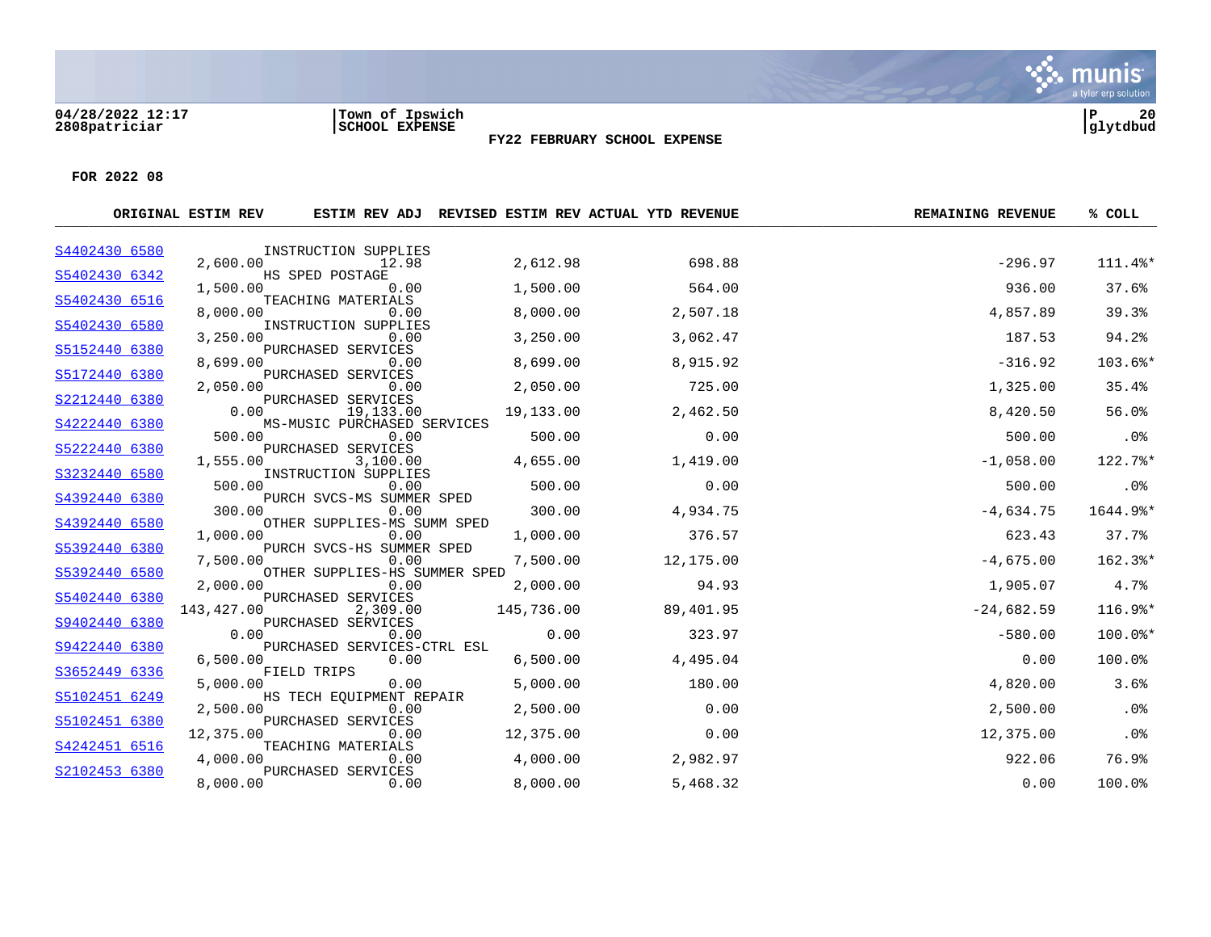**04/28/2022 12:17** | **Town of Ipswich** | **P 20**
**2808patriciar** | **SCHOOL EXPENSE** | **glytdbud**

**FY22 FEBRUARY SCHOOL EXPENSE**

**FOR 2022 08**

| ACCOUNT | DESCRIPTION | ORIGINAL ESTIM REV | ESTIM REV ADJ | REVISED ESTIM REV | ACTUAL YTD REVENUE | REMAINING REVENUE | % COLL |
|---|---|---|---|---|---|---|---|
| S4402430 6580 | INSTRUCTION SUPPLIES | 2,600.00 | 12.98 | 2,612.98 | 698.88 | -296.97 | 111.4%* |
| S5402430 6342 | HS SPED POSTAGE | 1,500.00 | 0.00 | 1,500.00 | 564.00 | 936.00 | 37.6% |
| S5402430 6516 | TEACHING MATERIALS | 8,000.00 | 0.00 | 8,000.00 | 2,507.18 | 4,857.89 | 39.3% |
| S5402430 6580 | INSTRUCTION SUPPLIES | 3,250.00 | 0.00 | 3,250.00 | 3,062.47 | 187.53 | 94.2% |
| S5152440 6380 | PURCHASED SERVICES | 8,699.00 | 0.00 | 8,699.00 | 8,915.92 | -316.92 | 103.6%* |
| S5172440 6380 | PURCHASED SERVICES | 2,050.00 | 0.00 | 2,050.00 | 725.00 | 1,325.00 | 35.4% |
| S2212440 6380 | PURCHASED SERVICES | 0.00 | 19,133.00 | 19,133.00 | 2,462.50 | 8,420.50 | 56.0% |
| S4222440 6380 | MS-MUSIC PURCHASED SERVICES | 500.00 | 0.00 | 500.00 | 0.00 | 500.00 | .0% |
| S5222440 6380 | PURCHASED SERVICES | 1,555.00 | 3,100.00 | 4,655.00 | 1,419.00 | -1,058.00 | 122.7%* |
| S3232440 6580 | INSTRUCTION SUPPLIES | 500.00 | 0.00 | 500.00 | 0.00 | 500.00 | .0% |
| S4392440 6380 | PURCH SVCS-MS SUMMER SPED | 300.00 | 0.00 | 300.00 | 4,934.75 | -4,634.75 | 1644.9%* |
| S4392440 6580 | OTHER SUPPLIES-MS SUMM SPED | 1,000.00 | 0.00 | 1,000.00 | 376.57 | 623.43 | 37.7% |
| S5392440 6380 | PURCH SVCS-HS SUMMER SPED | 7,500.00 | 0.00 | 7,500.00 | 12,175.00 | -4,675.00 | 162.3%* |
| S5392440 6580 | OTHER SUPPLIES-HS SUMMER SPED | 2,000.00 | 0.00 | 2,000.00 | 94.93 | 1,905.07 | 4.7% |
| S5402440 6380 | PURCHASED SERVICES | 143,427.00 | 2,309.00 | 145,736.00 | 89,401.95 | -24,682.59 | 116.9%* |
| S9402440 6380 | PURCHASED SERVICES | 0.00 | 0.00 | 0.00 | 323.97 | -580.00 | 100.0%* |
| S9422440 6380 | PURCHASED SERVICES-CTRL ESL | 6,500.00 | 0.00 | 6,500.00 | 4,495.04 | 0.00 | 100.0% |
| S3652449 6336 | FIELD TRIPS | 5,000.00 | 0.00 | 5,000.00 | 180.00 | 4,820.00 | 3.6% |
| S5102451 6249 | HS TECH EQUIPMENT REPAIR | 2,500.00 | 0.00 | 2,500.00 | 0.00 | 2,500.00 | .0% |
| S5102451 6380 | PURCHASED SERVICES | 12,375.00 | 0.00 | 12,375.00 | 0.00 | 12,375.00 | .0% |
| S4242451 6516 | TEACHING MATERIALS | 4,000.00 | 0.00 | 4,000.00 | 2,982.97 | 922.06 | 76.9% |
| S2102453 6380 | PURCHASED SERVICES | 8,000.00 | 0.00 | 8,000.00 | 5,468.32 | 0.00 | 100.0% |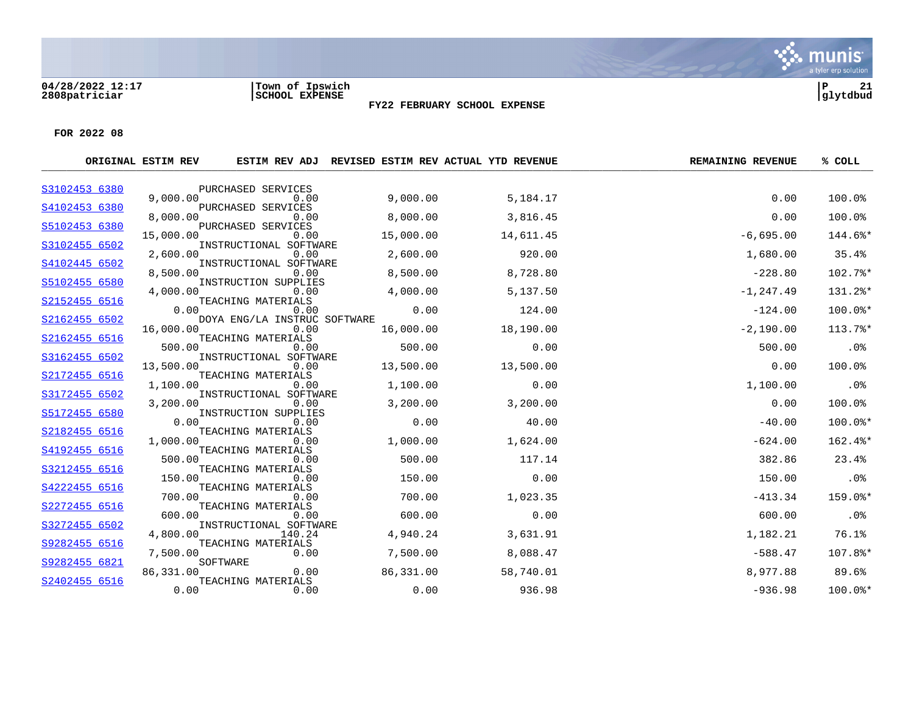04/28/2022 12:17 | Town of Ipswich | P 21
2808patriciar | SCHOOL EXPENSE | glytdbud

**FY22 FEBRUARY SCHOOL EXPENSE**

**FOR 2022 08**

| | ORIGINAL ESTIM REV | ESTIM REV ADJ | REVISED ESTIM REV | ACTUAL YTD REVENUE | REMAINING REVENUE | % COLL |
|---|---|---|---|---|---|---|
| S3102453 6380 PURCHASED SERVICES | 9,000.00 | 0.00 | 9,000.00 | 5,184.17 | 0.00 | 100.0% |
| S4102453 6380 PURCHASED SERVICES | 8,000.00 | 0.00 | 8,000.00 | 3,816.45 | 0.00 | 100.0% |
| S5102453 6380 PURCHASED SERVICES | 15,000.00 | 0.00 | 15,000.00 | 14,611.45 | -6,695.00 | 144.6%* |
| S3102455 6502 INSTRUCTIONAL SOFTWARE | 2,600.00 | 0.00 | 2,600.00 | 920.00 | 1,680.00 | 35.4% |
| S4102445 6502 INSTRUCTIONAL SOFTWARE | 8,500.00 | 0.00 | 8,500.00 | 8,728.80 | -228.80 | 102.7%* |
| S5102455 6580 INSTRUCTION SUPPLIES | 4,000.00 | 0.00 | 4,000.00 | 5,137.50 | -1,247.49 | 131.2%* |
| S2152455 6516 TEACHING MATERIALS | 0.00 | 0.00 | 0.00 | 124.00 | -124.00 | 100.0%* |
| S2162455 6502 DOYA ENG/LA INSTRUC SOFTWARE | 16,000.00 | 0.00 | 16,000.00 | 18,190.00 | -2,190.00 | 113.7%* |
| S2162455 6516 TEACHING MATERIALS | 500.00 | 0.00 | 500.00 | 0.00 | 500.00 | .0% |
| S3162455 6502 INSTRUCTIONAL SOFTWARE | 13,500.00 | 0.00 | 13,500.00 | 13,500.00 | 0.00 | 100.0% |
| S2172455 6516 TEACHING MATERIALS | 1,100.00 | 0.00 | 1,100.00 | 0.00 | 1,100.00 | .0% |
| S3172455 6502 INSTRUCTIONAL SOFTWARE | 3,200.00 | 0.00 | 3,200.00 | 3,200.00 | 0.00 | 100.0% |
| S5172455 6580 INSTRUCTION SUPPLIES | 0.00 | 0.00 | 0.00 | 40.00 | -40.00 | 100.0%* |
| S2182455 6516 TEACHING MATERIALS | 1,000.00 | 0.00 | 1,000.00 | 1,624.00 | -624.00 | 162.4%* |
| S4192455 6516 TEACHING MATERIALS | 500.00 | 0.00 | 500.00 | 117.14 | 382.86 | 23.4% |
| S3212455 6516 TEACHING MATERIALS | 150.00 | 0.00 | 150.00 | 0.00 | 150.00 | .0% |
| S4222455 6516 TEACHING MATERIALS | 700.00 | 0.00 | 700.00 | 1,023.35 | -413.34 | 159.0%* |
| S2272455 6516 TEACHING MATERIALS | 600.00 | 0.00 | 600.00 | 0.00 | 600.00 | .0% |
| S3272455 6502 INSTRUCTIONAL SOFTWARE | 4,800.00 | 140.24 | 4,940.24 | 3,631.91 | 1,182.21 | 76.1% |
| S9282455 6516 TEACHING MATERIALS | 7,500.00 | 0.00 | 7,500.00 | 8,088.47 | -588.47 | 107.8%* |
| S9282455 6821 SOFTWARE | 86,331.00 | 0.00 | 86,331.00 | 58,740.01 | 8,977.88 | 89.6% |
| S2402455 6516 TEACHING MATERIALS | 0.00 | 0.00 | 0.00 | 936.98 | -936.98 | 100.0%* |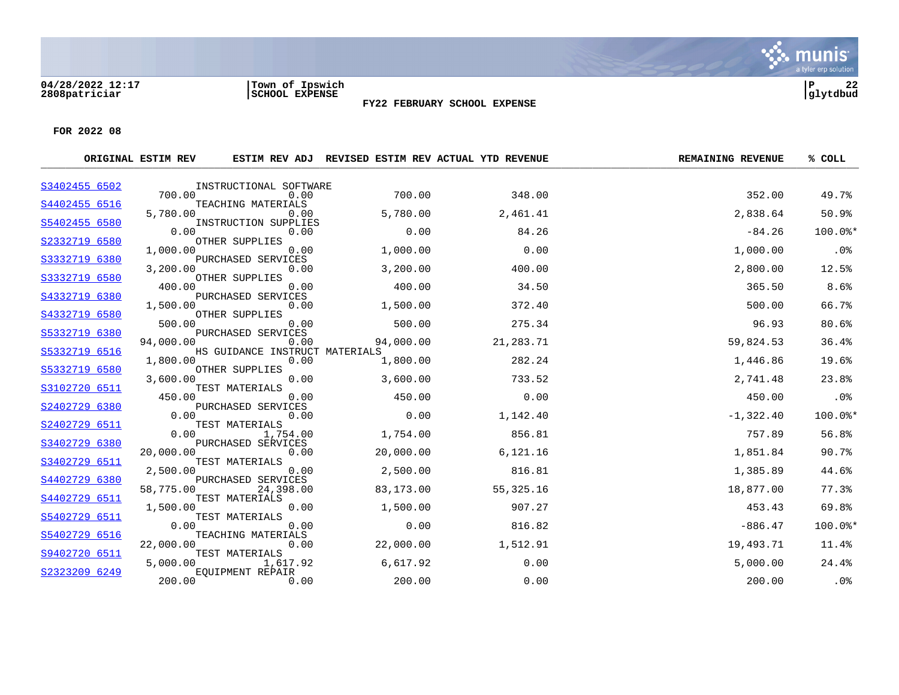04/28/2022 12:17
2808patriciar

Town of Ipswich
SCHOOL EXPENSE

**FY22 FEBRUARY SCHOOL EXPENSE**

glytdbud

**FOR 2022 08**

| ACCOUNT | DESCRIPTION | ORIGINAL ESTIM REV | ESTIM REV ADJ | REVISED ESTIM REV | ACTUAL YTD REVENUE | REMAINING REVENUE | % COLL |
|---|---|---|---|---|---|---|---|
| S3402455 6502 | INSTRUCTIONAL SOFTWARE | 700.00 | 0.00 | 700.00 | 348.00 | 352.00 | 49.7% |
| S4402455 6516 | TEACHING MATERIALS | 5,780.00 | 0.00 | 5,780.00 | 2,461.41 | 2,838.64 | 50.9% |
| S5402455 6580 | INSTRUCTION SUPPLIES | 0.00 | 0.00 | 0.00 | 84.26 | -84.26 | 100.0%* |
| S2332719 6580 | OTHER SUPPLIES | 1,000.00 | 0.00 | 1,000.00 | 0.00 | 1,000.00 | .0% |
| S3332719 6380 | PURCHASED SERVICES | 3,200.00 | 0.00 | 3,200.00 | 400.00 | 2,800.00 | 12.5% |
| S3332719 6580 | OTHER SUPPLIES | 400.00 | 0.00 | 400.00 | 34.50 | 365.50 | 8.6% |
| S4332719 6380 | PURCHASED SERVICES | 1,500.00 | 0.00 | 1,500.00 | 372.40 | 500.00 | 66.7% |
| S4332719 6580 | OTHER SUPPLIES | 500.00 | 0.00 | 500.00 | 275.34 | 96.93 | 80.6% |
| S5332719 6380 | PURCHASED SERVICES | 94,000.00 | 0.00 | 94,000.00 | 21,283.71 | 59,824.53 | 36.4% |
| S5332719 6516 | HS GUIDANCE INSTRUCT MATERIALS | 1,800.00 | 0.00 | 1,800.00 | 282.24 | 1,446.86 | 19.6% |
| S5332719 6580 | OTHER SUPPLIES | 3,600.00 | 0.00 | 3,600.00 | 733.52 | 2,741.48 | 23.8% |
| S3102720 6511 | TEST MATERIALS | 450.00 | 0.00 | 450.00 | 0.00 | 450.00 | .0% |
| S2402729 6380 | PURCHASED SERVICES | 0.00 | 0.00 | 0.00 | 1,142.40 | -1,322.40 | 100.0%* |
| S2402729 6511 | TEST MATERIALS | 0.00 | 1,754.00 | 1,754.00 | 856.81 | 757.89 | 56.8% |
| S3402729 6380 | PURCHASED SERVICES | 20,000.00 | 0.00 | 20,000.00 | 6,121.16 | 1,851.84 | 90.7% |
| S3402729 6511 | TEST MATERIALS | 2,500.00 | 0.00 | 2,500.00 | 816.81 | 1,385.89 | 44.6% |
| S4402729 6380 | PURCHASED SERVICES | 58,775.00 | 24,398.00 | 83,173.00 | 55,325.16 | 18,877.00 | 77.3% |
| S4402729 6511 | TEST MATERIALS | 1,500.00 | 0.00 | 1,500.00 | 907.27 | 453.43 | 69.8% |
| S5402729 6511 | TEST MATERIALS | 0.00 | 0.00 | 0.00 | 816.82 | -886.47 | 100.0%* |
| S5402729 6516 | TEACHING MATERIALS | 22,000.00 | 0.00 | 22,000.00 | 1,512.91 | 19,493.71 | 11.4% |
| S9402720 6511 | TEST MATERIALS | 5,000.00 | 1,617.92 | 6,617.92 | 0.00 | 5,000.00 | 24.4% |
| S2323209 6249 | EQUIPMENT REPAIR | 200.00 | 0.00 | 200.00 | 0.00 | 200.00 | .0% |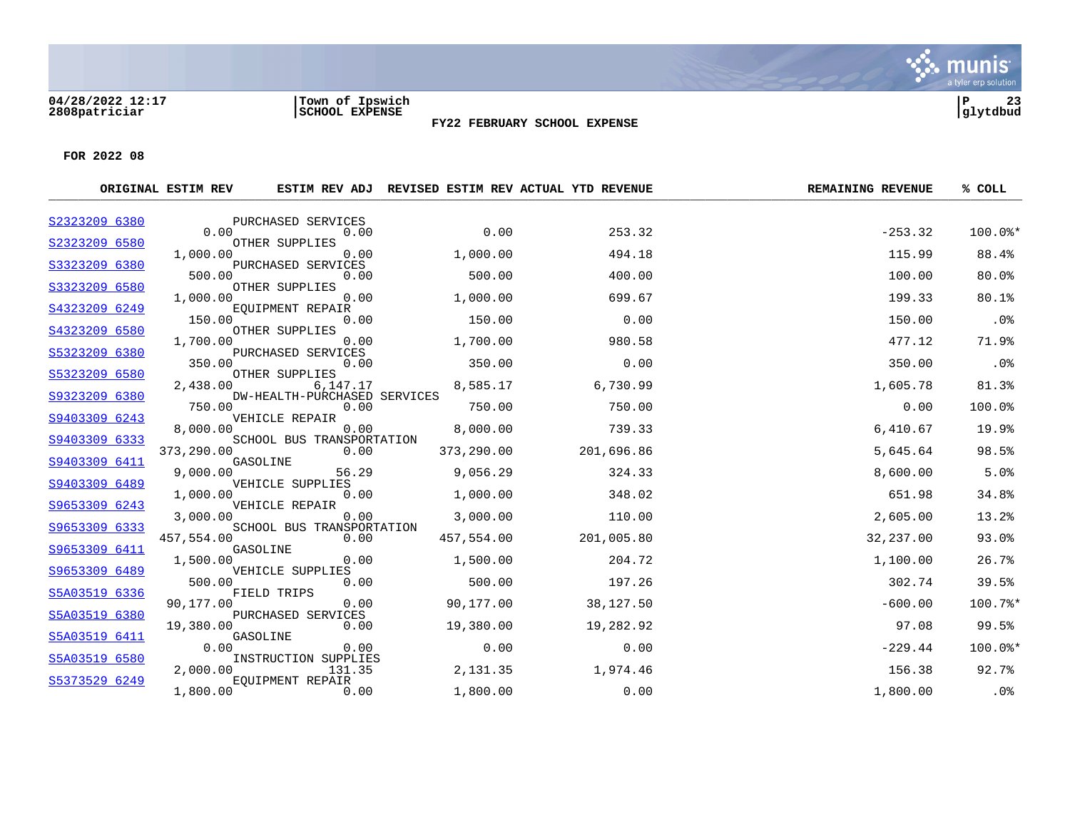04/28/2022 12:17 | Town of Ipswich | P 23
2808patriciar | SCHOOL EXPENSE | glytdbud

**FY22 FEBRUARY SCHOOL EXPENSE**

**FOR 2022 08**

| ACCOUNT | DESCRIPTION | ORIGINAL ESTIM REV | ESTIM REV ADJ | REVISED ESTIM REV | ACTUAL YTD REVENUE | REMAINING REVENUE | % COLL |
|---|---|---|---|---|---|---|---|
| S2323209 6380 | PURCHASED SERVICES | 0.00 | 0.00 | 0.00 | 253.32 | -253.32 | 100.0%* |
| S2323209 6580 | OTHER SUPPLIES | 1,000.00 | 0.00 | 1,000.00 | 494.18 | 115.99 | 88.4% |
| S3323209 6380 | PURCHASED SERVICES | 500.00 | 0.00 | 500.00 | 400.00 | 100.00 | 80.0% |
| S3323209 6580 | OTHER SUPPLIES | 1,000.00 | 0.00 | 1,000.00 | 699.67 | 199.33 | 80.1% |
| S4323209 6249 | EQUIPMENT REPAIR | 150.00 | 0.00 | 150.00 | 0.00 | 150.00 | .0% |
| S4323209 6580 | OTHER SUPPLIES | 1,700.00 | 0.00 | 1,700.00 | 980.58 | 477.12 | 71.9% |
| S5323209 6380 | PURCHASED SERVICES | 350.00 | 0.00 | 350.00 | 0.00 | 350.00 | .0% |
| S5323209 6580 | OTHER SUPPLIES | 2,438.00 | 6,147.17 | 8,585.17 | 6,730.99 | 1,605.78 | 81.3% |
| S9323209 6380 | DW-HEALTH-PURCHASED SERVICES | 750.00 | 0.00 | 750.00 | 750.00 | 0.00 | 100.0% |
| S9403309 6243 | VEHICLE REPAIR | 8,000.00 | 0.00 | 8,000.00 | 739.33 | 6,410.67 | 19.9% |
| S9403309 6333 | SCHOOL BUS TRANSPORTATION | 373,290.00 | 0.00 | 373,290.00 | 201,696.86 | 5,645.64 | 98.5% |
| S9403309 6411 | GASOLINE | 9,000.00 | 56.29 | 9,056.29 | 324.33 | 8,600.00 | 5.0% |
| S9403309 6489 | VEHICLE SUPPLIES | 1,000.00 | 0.00 | 1,000.00 | 348.02 | 651.98 | 34.8% |
| S9653309 6243 | VEHICLE REPAIR | 3,000.00 | 0.00 | 3,000.00 | 110.00 | 2,605.00 | 13.2% |
| S9653309 6333 | SCHOOL BUS TRANSPORTATION | 457,554.00 | 0.00 | 457,554.00 | 201,005.80 | 32,237.00 | 93.0% |
| S9653309 6411 | GASOLINE | 1,500.00 | 0.00 | 1,500.00 | 204.72 | 1,100.00 | 26.7% |
| S9653309 6489 | VEHICLE SUPPLIES | 500.00 | 0.00 | 500.00 | 197.26 | 302.74 | 39.5% |
| S5A03519 6336 | FIELD TRIPS | 90,177.00 | 0.00 | 90,177.00 | 38,127.50 | -600.00 | 100.7%* |
| S5A03519 6380 | PURCHASED SERVICES | 19,380.00 | 0.00 | 19,380.00 | 19,282.92 | 97.08 | 99.5% |
| S5A03519 6411 | GASOLINE | 0.00 | 0.00 | 0.00 | 0.00 | -229.44 | 100.0%* |
| S5A03519 6580 | INSTRUCTION SUPPLIES | 2,000.00 | 131.35 | 2,131.35 | 1,974.46 | 156.38 | 92.7% |
| S5373529 6249 | EQUIPMENT REPAIR | 1,800.00 | 0.00 | 1,800.00 | 0.00 | 1,800.00 | .0% |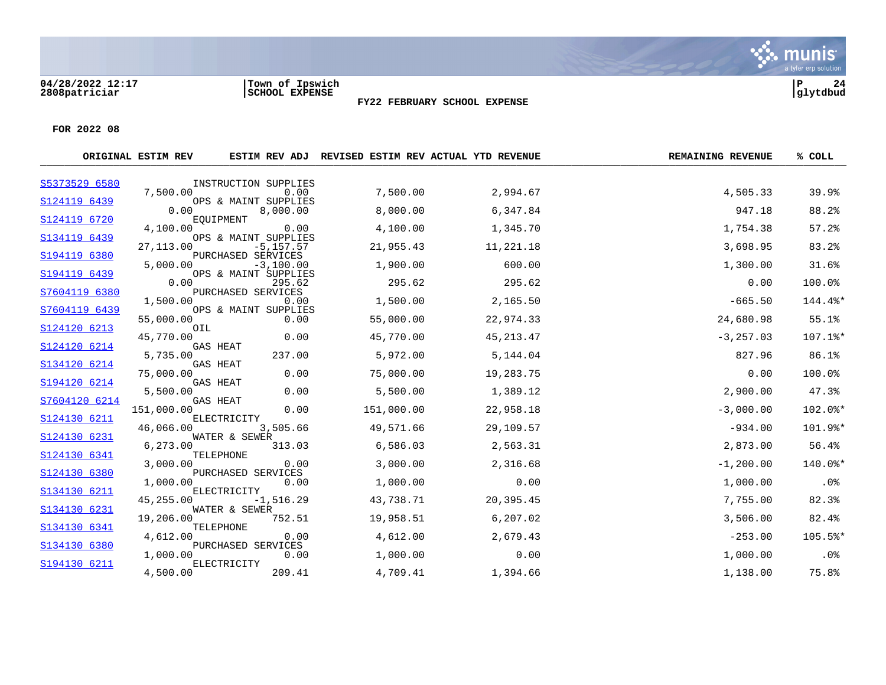04/28/2022 12:17 | Town of Ipswich | P 24
2808patriciar | SCHOOL EXPENSE | glytdbud

**FY22 FEBRUARY SCHOOL EXPENSE**

**FOR 2022 08**

| | ORIGINAL ESTIM REV | ESTIM REV ADJ | REVISED ESTIM REV | ACTUAL YTD REVENUE | REMAINING REVENUE | % COLL |
|---|---|---|---|---|---|---|
| S5373529 6580 INSTRUCTION SUPPLIES | 7,500.00 | 0.00 | 7,500.00 | 2,994.67 | 4,505.33 | 39.9% |
| S124119 6439 OPS & MAINT SUPPLIES | 0.00 | 8,000.00 | 8,000.00 | 6,347.84 | 947.18 | 88.2% |
| S124119 6720 EQUIPMENT | 4,100.00 | 0.00 | 4,100.00 | 1,345.70 | 1,754.38 | 57.2% |
| S134119 6439 OPS & MAINT SUPPLIES | 27,113.00 | -5,157.57 | 21,955.43 | 11,221.18 | 3,698.95 | 83.2% |
| S194119 6380 PURCHASED SERVICES | 5,000.00 | -3,100.00 | 1,900.00 | 600.00 | 1,300.00 | 31.6% |
| S194119 6439 OPS & MAINT SUPPLIES | 0.00 | 295.62 | 295.62 | 295.62 | 0.00 | 100.0% |
| S7604119 6380 PURCHASED SERVICES | 1,500.00 | 0.00 | 1,500.00 | 2,165.50 | -665.50 | 144.4%* |
| S7604119 6439 OPS & MAINT SUPPLIES | 55,000.00 | 0.00 | 55,000.00 | 22,974.33 | 24,680.98 | 55.1% |
| S124120 6213 OIL | 45,770.00 | 0.00 | 45,770.00 | 45,213.47 | -3,257.03 | 107.1%* |
| S124120 6214 GAS HEAT | 5,735.00 | 237.00 | 5,972.00 | 5,144.04 | 827.96 | 86.1% |
| S134120 6214 GAS HEAT | 75,000.00 | 0.00 | 75,000.00 | 19,283.75 | 0.00 | 100.0% |
| S194120 6214 GAS HEAT | 5,500.00 | 0.00 | 5,500.00 | 1,389.12 | 2,900.00 | 47.3% |
| S7604120 6214 GAS HEAT | 151,000.00 | 0.00 | 151,000.00 | 22,958.18 | -3,000.00 | 102.0%* |
| S124130 6211 ELECTRICITY | 46,066.00 | 3,505.66 | 49,571.66 | 29,109.57 | -934.00 | 101.9%* |
| S124130 6231 WATER & SEWER | 6,273.00 | 313.03 | 6,586.03 | 2,563.31 | 2,873.00 | 56.4% |
| S124130 6341 TELEPHONE | 3,000.00 | 0.00 | 3,000.00 | 2,316.68 | -1,200.00 | 140.0%* |
| S124130 6380 PURCHASED SERVICES | 1,000.00 | 0.00 | 1,000.00 | 0.00 | 1,000.00 | .0% |
| S134130 6211 ELECTRICITY | 45,255.00 | -1,516.29 | 43,738.71 | 20,395.45 | 7,755.00 | 82.3% |
| S134130 6231 WATER & SEWER | 19,206.00 | 752.51 | 19,958.51 | 6,207.02 | 3,506.00 | 82.4% |
| S134130 6341 TELEPHONE | 4,612.00 | 0.00 | 4,612.00 | 2,679.43 | -253.00 | 105.5%* |
| S134130 6380 PURCHASED SERVICES | 1,000.00 | 0.00 | 1,000.00 | 0.00 | 1,000.00 | .0% |
| S194130 6211 ELECTRICITY | 4,500.00 | 209.41 | 4,709.41 | 1,394.66 | 1,138.00 | 75.8% |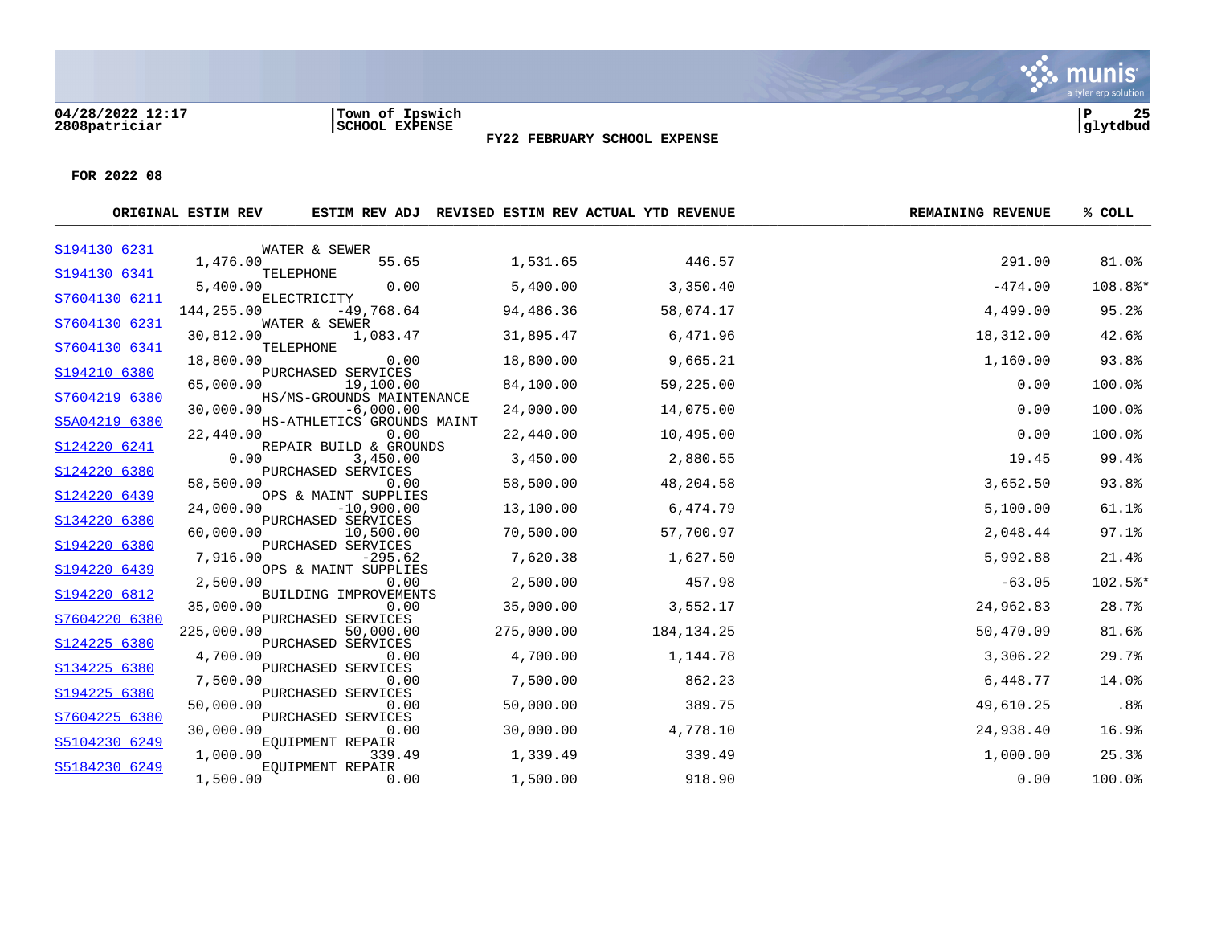04/28/2022 12:17
2808patriciar

Town of Ipswich
SCHOOL EXPENSE

P 25
glytdbud

**FY22 FEBRUARY SCHOOL EXPENSE**

**FOR 2022 08**

| Account | Description | ORIGINAL ESTIM REV | ESTIM REV ADJ | REVISED ESTIM REV | ACTUAL YTD REVENUE | REMAINING REVENUE | % COLL |
|---|---|---|---|---|---|---|---|
| S194130 6231 | WATER & SEWER | 1,476.00 | 55.65 | 1,531.65 | 446.57 | 291.00 | 81.0% |
| S194130 6341 | TELEPHONE | 5,400.00 | 0.00 | 5,400.00 | 3,350.40 | -474.00 | 108.8%* |
| S7604130 6211 | ELECTRICITY | 144,255.00 | -49,768.64 | 94,486.36 | 58,074.17 | 4,499.00 | 95.2% |
| S7604130 6231 | WATER & SEWER | 30,812.00 | 1,083.47 | 31,895.47 | 6,471.96 | 18,312.00 | 42.6% |
| S7604130 6341 | TELEPHONE | 18,800.00 | 0.00 | 18,800.00 | 9,665.21 | 1,160.00 | 93.8% |
| S194210 6380 | PURCHASED SERVICES | 65,000.00 | 19,100.00 | 84,100.00 | 59,225.00 | 0.00 | 100.0% |
| S7604219 6380 | HS/MS-GROUNDS MAINTENANCE | 30,000.00 | -6,000.00 | 24,000.00 | 14,075.00 | 0.00 | 100.0% |
| S5A04219 6380 | HS-ATHLETICS GROUNDS MAINT | 22,440.00 | 0.00 | 22,440.00 | 10,495.00 | 0.00 | 100.0% |
| S124220 6241 | REPAIR BUILD & GROUNDS | 0.00 | 3,450.00 | 3,450.00 | 2,880.55 | 19.45 | 99.4% |
| S124220 6380 | PURCHASED SERVICES | 58,500.00 | 0.00 | 58,500.00 | 48,204.58 | 3,652.50 | 93.8% |
| S124220 6439 | OPS & MAINT SUPPLIES | 24,000.00 | -10,900.00 | 13,100.00 | 6,474.79 | 5,100.00 | 61.1% |
| S134220 6380 | PURCHASED SERVICES | 60,000.00 | 10,500.00 | 70,500.00 | 57,700.97 | 2,048.44 | 97.1% |
| S194220 6380 | PURCHASED SERVICES | 7,916.00 | -295.62 | 7,620.38 | 1,627.50 | 5,992.88 | 21.4% |
| S194220 6439 | OPS & MAINT SUPPLIES | 2,500.00 | 0.00 | 2,500.00 | 457.98 | -63.05 | 102.5%* |
| S194220 6812 | BUILDING IMPROVEMENTS | 35,000.00 | 0.00 | 35,000.00 | 3,552.17 | 24,962.83 | 28.7% |
| S7604220 6380 | PURCHASED SERVICES | 225,000.00 | 50,000.00 | 275,000.00 | 184,134.25 | 50,470.09 | 81.6% |
| S124225 6380 | PURCHASED SERVICES | 4,700.00 | 0.00 | 4,700.00 | 1,144.78 | 3,306.22 | 29.7% |
| S134225 6380 | PURCHASED SERVICES | 7,500.00 | 0.00 | 7,500.00 | 862.23 | 6,448.77 | 14.0% |
| S194225 6380 | PURCHASED SERVICES | 50,000.00 | 0.00 | 50,000.00 | 389.75 | 49,610.25 | .8% |
| S7604225 6380 | PURCHASED SERVICES | 30,000.00 | 0.00 | 30,000.00 | 4,778.10 | 24,938.40 | 16.9% |
| S5104230 6249 | EQUIPMENT REPAIR | 1,000.00 | 339.49 | 1,339.49 | 339.49 | 1,000.00 | 25.3% |
| S5184230 6249 | EQUIPMENT REPAIR | 1,500.00 | 0.00 | 1,500.00 | 918.90 | 0.00 | 100.0% |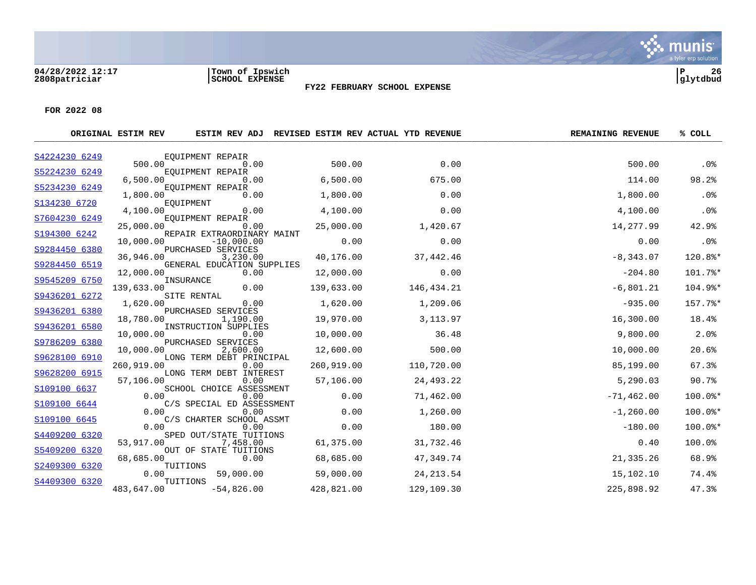04/28/2022 12:17 | Town of Ipswich | P 26
2808patriciar | SCHOOL EXPENSE | glytdbud

## FY22 FEBRUARY SCHOOL EXPENSE

**FOR 2022 08**

| ACCOUNT | DESCRIPTION | ORIGINAL ESTIM REV | ESTIM REV ADJ | REVISED ESTIM REV | ACTUAL YTD REVENUE | REMAINING REVENUE | % COLL |
|---|---|---|---|---|---|---|---|
| S4224230 6249 | EQUIPMENT REPAIR | 500.00 | 0.00 | 500.00 | 0.00 | 500.00 | .0% |
| S5224230 6249 | EQUIPMENT REPAIR | 6,500.00 | 0.00 | 6,500.00 | 675.00 | 114.00 | 98.2% |
| S5234230 6249 | EQUIPMENT REPAIR | 1,800.00 | 0.00 | 1,800.00 | 0.00 | 1,800.00 | .0% |
| S134230 6720 | EQUIPMENT | 4,100.00 | 0.00 | 4,100.00 | 0.00 | 4,100.00 | .0% |
| S7604230 6249 | EQUIPMENT REPAIR | 25,000.00 | 0.00 | 25,000.00 | 1,420.67 | 14,277.99 | 42.9% |
| S194300 6242 | REPAIR EXTRAORDINARY MAINT | 10,000.00 | -10,000.00 | 0.00 | 0.00 | 0.00 | .0% |
| S9284450 6380 | PURCHASED SERVICES | 36,946.00 | 3,230.00 | 40,176.00 | 37,442.46 | -8,343.07 | 120.8%* |
| S9284450 6519 | GENERAL EDUCATION SUPPLIES | 12,000.00 | 0.00 | 12,000.00 | 0.00 | -204.80 | 101.7%* |
| S9545209 6750 | INSURANCE | 139,633.00 | 0.00 | 139,633.00 | 146,434.21 | -6,801.21 | 104.9%* |
| S9436201 6272 | SITE RENTAL | 1,620.00 | 0.00 | 1,620.00 | 1,209.06 | -935.00 | 157.7%* |
| S9436201 6380 | PURCHASED SERVICES | 18,780.00 | 1,190.00 | 19,970.00 | 3,113.97 | 16,300.00 | 18.4% |
| S9436201 6580 | INSTRUCTION SUPPLIES | 10,000.00 | 0.00 | 10,000.00 | 36.48 | 9,800.00 | 2.0% |
| S9786209 6380 | PURCHASED SERVICES | 10,000.00 | 2,600.00 | 12,600.00 | 500.00 | 10,000.00 | 20.6% |
| S9628100 6910 | LONG TERM DEBT PRINCIPAL | 260,919.00 | 0.00 | 260,919.00 | 110,720.00 | 85,199.00 | 67.3% |
| S9628200 6915 | LONG TERM DEBT INTEREST | 57,106.00 | 0.00 | 57,106.00 | 24,493.22 | 5,290.03 | 90.7% |
| S109100 6637 | SCHOOL CHOICE ASSESSMENT | 0.00 | 0.00 | 0.00 | 71,462.00 | -71,462.00 | 100.0%* |
| S109100 6644 | C/S SPECIAL ED ASSESSMENT | 0.00 | 0.00 | 0.00 | 1,260.00 | -1,260.00 | 100.0%* |
| S109100 6645 | C/S CHARTER SCHOOL ASSMT | 0.00 | 0.00 | 0.00 | 180.00 | -180.00 | 100.0%* |
| S4409200 6320 | SPED OUT/STATE TUITIONS | 53,917.00 | 7,458.00 | 61,375.00 | 31,732.46 | 0.40 | 100.0% |
| S5409200 6320 | OUT OF STATE TUITIONS | 68,685.00 | 0.00 | 68,685.00 | 47,349.74 | 21,335.26 | 68.9% |
| S2409300 6320 | TUITIONS | 0.00 | 59,000.00 | 59,000.00 | 24,213.54 | 15,102.10 | 74.4% |
| S4409300 6320 | TUITIONS | 483,647.00 | -54,826.00 | 428,821.00 | 129,109.30 | 225,898.92 | 47.3% |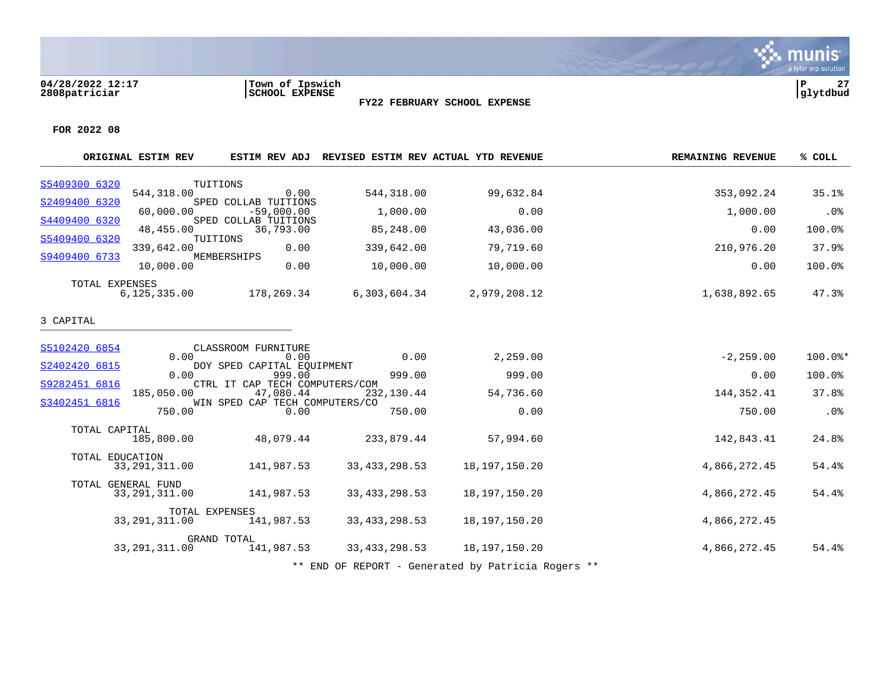04/28/2022 12:17 | Town of Ipswich | P 27
2808patriciar | SCHOOL EXPENSE | glytdbud

**FY22 FEBRUARY SCHOOL EXPENSE**

**FOR 2022 08**

| Account | Description | ORIGINAL ESTIM REV | ESTIM REV ADJ | REVISED ESTIM REV | ACTUAL YTD REVENUE | REMAINING REVENUE | % COLL |
|---|---|---|---|---|---|---|---|
| S5409300 6320 | TUITIONS | 544,318.00 | 0.00 | 544,318.00 | 99,632.84 | 353,092.24 | 35.1% |
| S2409400 6320 | SPED COLLAB TUITIONS | 60,000.00 | -59,000.00 | 1,000.00 | 0.00 | 1,000.00 | .0% |
| S4409400 6320 | SPED COLLAB TUITIONS | 48,455.00 | 36,793.00 | 85,248.00 | 43,036.00 | 0.00 | 100.0% |
| S5409400 6320 | TUITIONS | 339,642.00 | 0.00 | 339,642.00 | 79,719.60 | 210,976.20 | 37.9% |
| S9409400 6733 | MEMBERSHIPS | 10,000.00 | 0.00 | 10,000.00 | 10,000.00 | 0.00 | 100.0% |
| | TOTAL EXPENSES | 6,125,335.00 | 178,269.34 | 6,303,604.34 | 2,979,208.12 | 1,638,892.65 | 47.3% |

3 CAPITAL

| Account | Description | ORIGINAL ESTIM REV | ESTIM REV ADJ | REVISED ESTIM REV | ACTUAL YTD REVENUE | REMAINING REVENUE | % COLL |
|---|---|---|---|---|---|---|---|
| S5102420 6854 | CLASSROOM FURNITURE | 0.00 | 0.00 | 0.00 | 2,259.00 | -2,259.00 | 100.0%* |
| S2402420 6815 | DOY SPED CAPITAL EQUIPMENT | 0.00 | 999.00 | 999.00 | 999.00 | 0.00 | 100.0% |
| S9282451 6816 | CTRL IT CAP TECH COMPUTERS/COM | 185,050.00 | 47,080.44 | 232,130.44 | 54,736.60 | 144,352.41 | 37.8% |
| S3402451 6816 | WIN SPED CAP TECH COMPUTERS/CO | 750.00 | 0.00 | 750.00 | 0.00 | 750.00 | .0% |
| | TOTAL CAPITAL | 185,800.00 | 48,079.44 | 233,879.44 | 57,994.60 | 142,843.41 | 24.8% |
| | TOTAL EDUCATION | 33,291,311.00 | 141,987.53 | 33,433,298.53 | 18,197,150.20 | 4,866,272.45 | 54.4% |
| | TOTAL GENERAL FUND | 33,291,311.00 | 141,987.53 | 33,433,298.53 | 18,197,150.20 | 4,866,272.45 | 54.4% |
| | TOTAL EXPENSES | 33,291,311.00 | 141,987.53 | 33,433,298.53 | 18,197,150.20 | 4,866,272.45 | |
| | GRAND TOTAL | 33,291,311.00 | 141,987.53 | 33,433,298.53 | 18,197,150.20 | 4,866,272.45 | 54.4% |

** END OF REPORT - Generated by Patricia Rogers **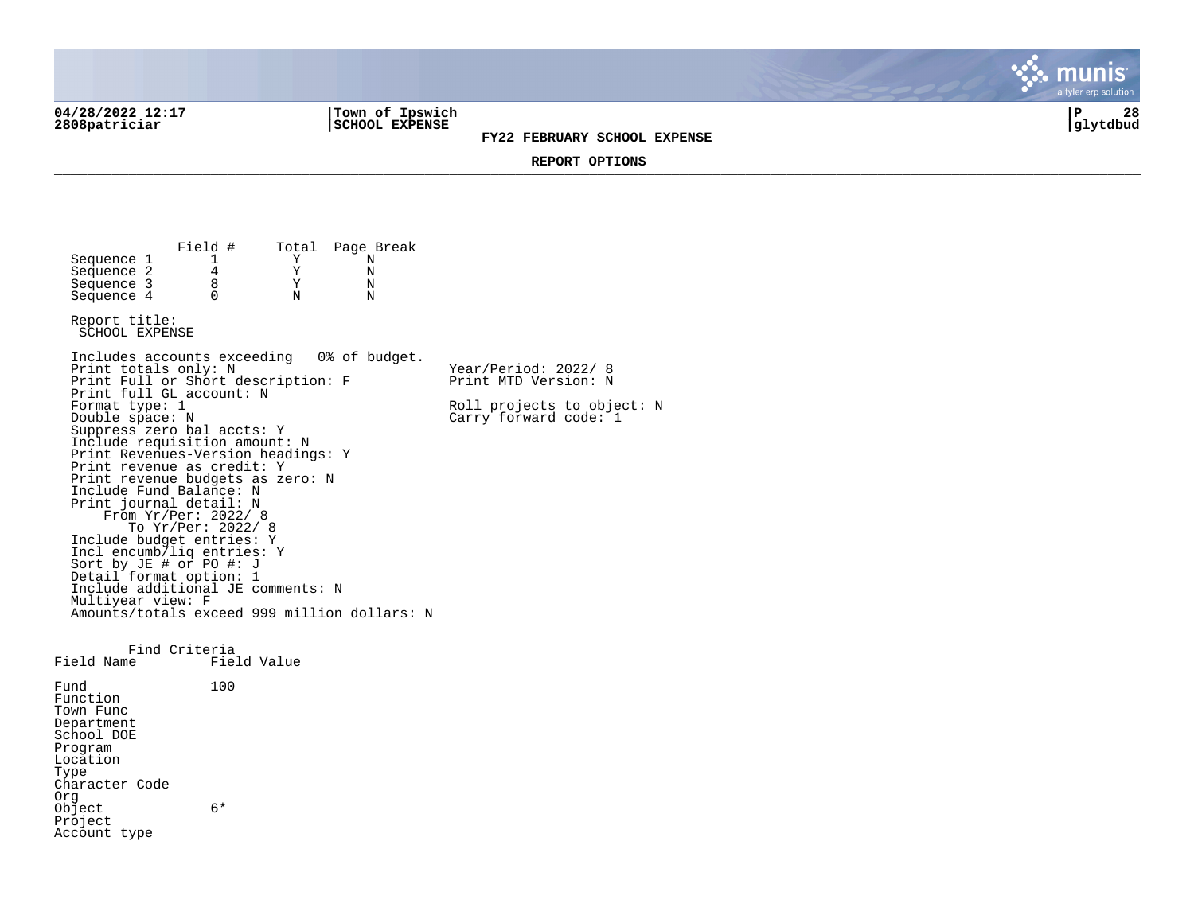# FY22 FEBRUARY SCHOOL EXPENSE

## REPORT OPTIONS

| | Field # | Total | Page Break |
|---|---|---|---|
| Sequence 1 | 1 | Y | N |
| Sequence 2 | 4 | Y | N |
| Sequence 3 | 8 | Y | N |
| Sequence 4 | 0 | N | N |

Report title:
SCHOOL EXPENSE

Includes accounts exceeding 0% of budget.
Print totals only: N
Print Full or Short description: F
Print full GL account: N
Format type: 1
Double space: N
Suppress zero bal accts: Y
Include requisition amount: N
Print Revenues-Version headings: Y
Print revenue as credit: Y
Print revenue budgets as zero: N
Include Fund Balance: N
Print journal detail: N
From Yr/Per: 2022/ 8
To Yr/Per: 2022/ 8
Include budget entries: Y
Incl encumb/liq entries: Y
Sort by JE # or PO #: J
Detail format option: 1
Include additional JE comments: N
Multiyear view: F
Amounts/totals exceed 999 million dollars: N

Year/Period: 2022/ 8
Print MTD Version: N

Roll projects to object: N
Carry forward code: 1

Find Criteria

| Field Name | Field Value |
|---|---|
| Fund | 100 |
| Function | |
| Town Func | |
| Department | |
| School DOE | |
| Program | |
| Location | |
| Type | |
| Character Code | |
| Org | |
| Object | 6* |
| Project | |
| Account type | |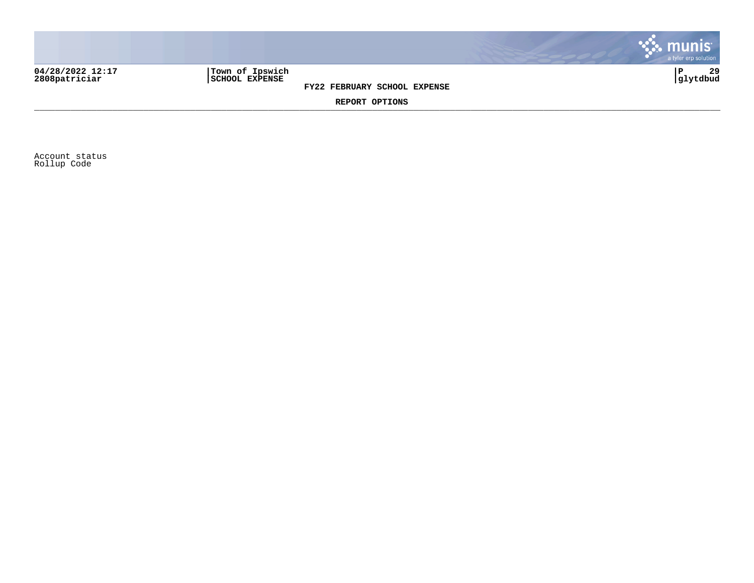## FY22 FEBRUARY SCHOOL EXPENSE

### REPORT OPTIONS

Account status
Rollup Code